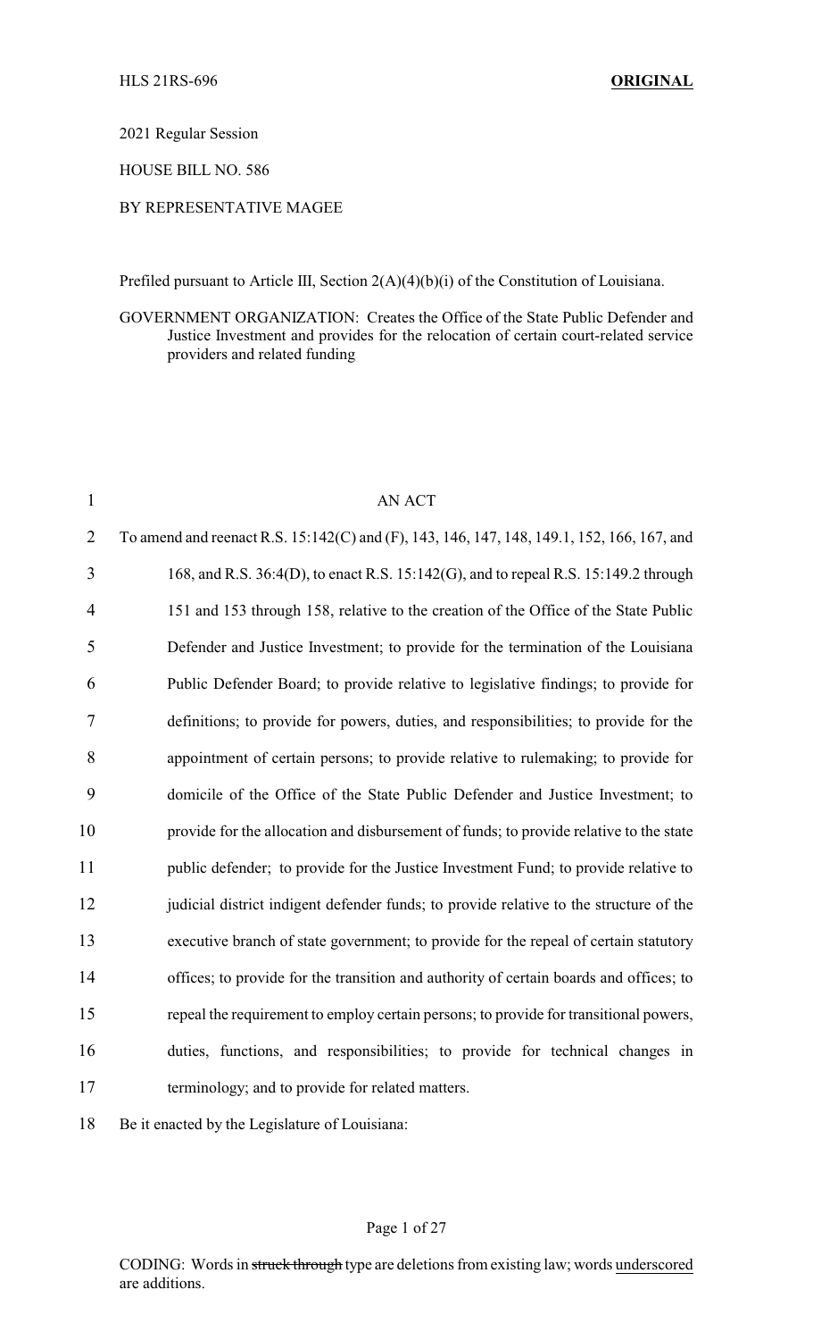HLS 21RS-696 **ORIGINAL**

2021 Regular Session

HOUSE BILL NO. 586

BY REPRESENTATIVE MAGEE

Prefiled pursuant to Article III, Section 2(A)(4)(b)(i) of the Constitution of Louisiana.

GOVERNMENT ORGANIZATION: Creates the Office of the State Public Defender and Justice Investment and provides for the relocation of certain court-related service providers and related funding

AN ACT

To amend and reenact R.S. 15:142(C) and (F), 143, 146, 147, 148, 149.1, 152, 166, 167, and 168, and R.S. 36:4(D), to enact R.S. 15:142(G), and to repeal R.S. 15:149.2 through 151 and 153 through 158, relative to the creation of the Office of the State Public Defender and Justice Investment; to provide for the termination of the Louisiana Public Defender Board; to provide relative to legislative findings; to provide for definitions; to provide for powers, duties, and responsibilities; to provide for the appointment of certain persons; to provide relative to rulemaking; to provide for domicile of the Office of the State Public Defender and Justice Investment; to provide for the allocation and disbursement of funds; to provide relative to the state public defender; to provide for the Justice Investment Fund; to provide relative to judicial district indigent defender funds; to provide relative to the structure of the executive branch of state government; to provide for the repeal of certain statutory offices; to provide for the transition and authority of certain boards and offices; to repeal the requirement to employ certain persons; to provide for transitional powers, duties, functions, and responsibilities; to provide for technical changes in terminology; and to provide for related matters.

Be it enacted by the Legislature of Louisiana:

CODING: Words in ~~struck through~~ type are deletions from existing law; words <u>underscored</u> are additions.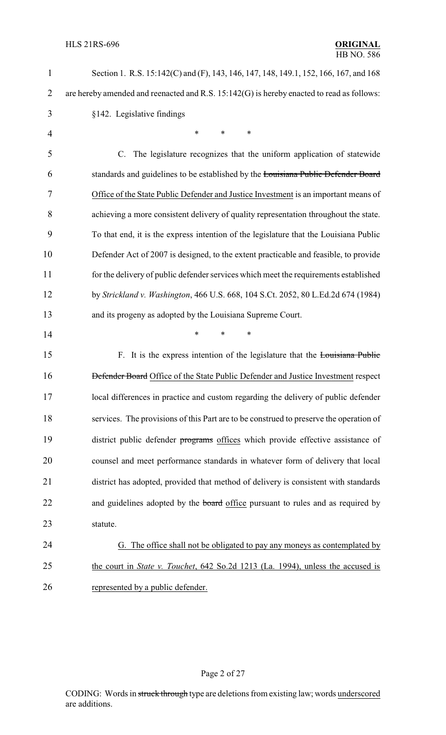Section 1. R.S. 15:142(C) and (F), 143, 146, 147, 148, 149.1, 152, 166, 167, and 168 are hereby amended and reenacted and R.S. 15:142(G) is hereby enacted to read as follows:

§142. Legislative findings

\* \* \*

C. The legislature recognizes that the uniform application of statewide standards and guidelines to be established by the ~~Louisiana Public Defender Board~~ Office of the State Public Defender and Justice Investment is an important means of achieving a more consistent delivery of quality representation throughout the state. To that end, it is the express intention of the legislature that the Louisiana Public Defender Act of 2007 is designed, to the extent practicable and feasible, to provide for the delivery of public defender services which meet the requirements established by *Strickland v. Washington*, 466 U.S. 668, 104 S.Ct. 2052, 80 L.Ed.2d 674 (1984) and its progeny as adopted by the Louisiana Supreme Court.

\* \* \*

F. It is the express intention of the legislature that the ~~Louisiana Public Defender Board~~ Office of the State Public Defender and Justice Investment respect local differences in practice and custom regarding the delivery of public defender services. The provisions of this Part are to be construed to preserve the operation of district public defender ~~programs~~ offices which provide effective assistance of counsel and meet performance standards in whatever form of delivery that local district has adopted, provided that method of delivery is consistent with standards and guidelines adopted by the ~~board~~ office pursuant to rules and as required by statute.

G. The office shall not be obligated to pay any moneys as contemplated by the court in *State v. Touchet*, 642 So.2d 1213 (La. 1994), unless the accused is represented by a public defender.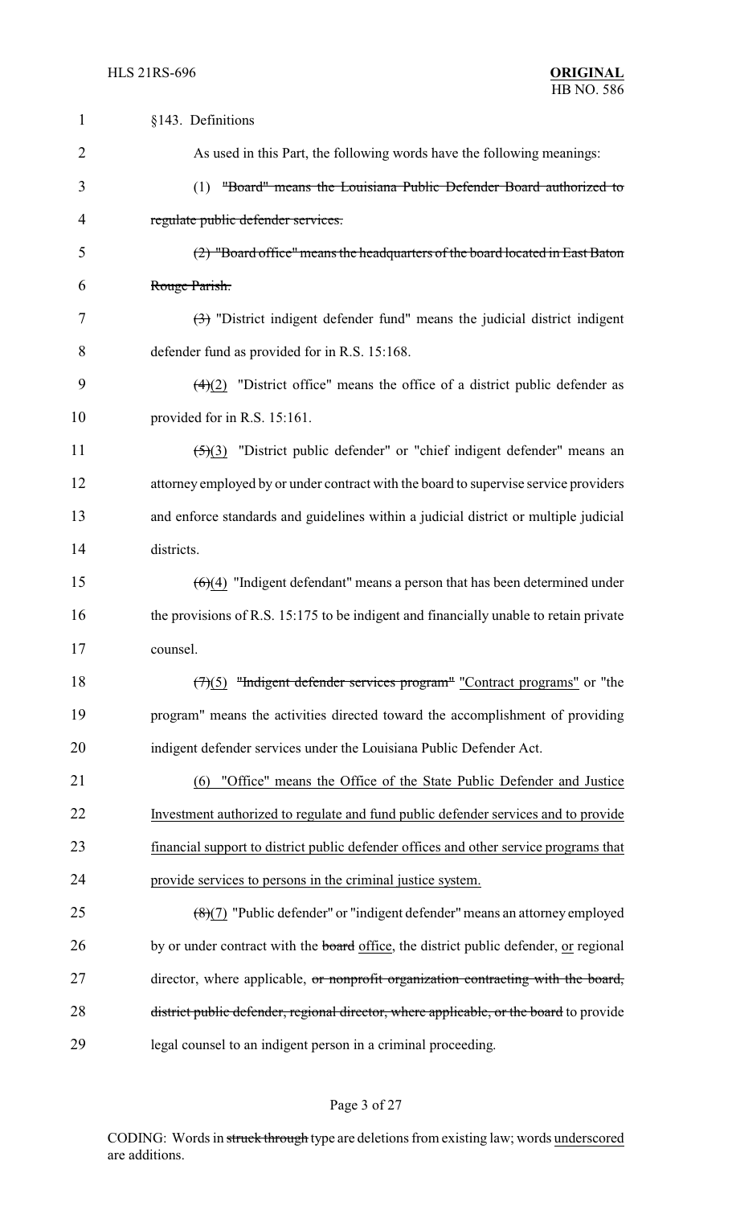§143. Definitions

As used in this Part, the following words have the following meanings:

(1) ~~"Board" means the Louisiana Public Defender Board authorized to regulate public defender services.~~

~~(2) "Board office" means the headquarters of the board located in East Baton Rouge Parish.~~

~~(3)~~ "District indigent defender fund" means the judicial district indigent defender fund as provided for in R.S. 15:168.

~~(4)~~(2) "District office" means the office of a district public defender as provided for in R.S. 15:161.

~~(5)~~(3) "District public defender" or "chief indigent defender" means an attorney employed by or under contract with the board to supervise service providers and enforce standards and guidelines within a judicial district or multiple judicial districts.

~~(6)~~(4) "Indigent defendant" means a person that has been determined under the provisions of R.S. 15:175 to be indigent and financially unable to retain private counsel.

~~(7)~~(5) ~~"Indigent defender services program"~~ "Contract programs" or "the program" means the activities directed toward the accomplishment of providing indigent defender services under the Louisiana Public Defender Act.

(6) "Office" means the Office of the State Public Defender and Justice Investment authorized to regulate and fund public defender services and to provide financial support to district public defender offices and other service programs that provide services to persons in the criminal justice system.

~~(8)~~(7) "Public defender" or "indigent defender" means an attorney employed by or under contract with the ~~board~~ office, the district public defender, or regional director, where applicable, ~~or nonprofit organization contracting with the board, district public defender, regional director, where applicable, or the board~~ to provide legal counsel to an indigent person in a criminal proceeding.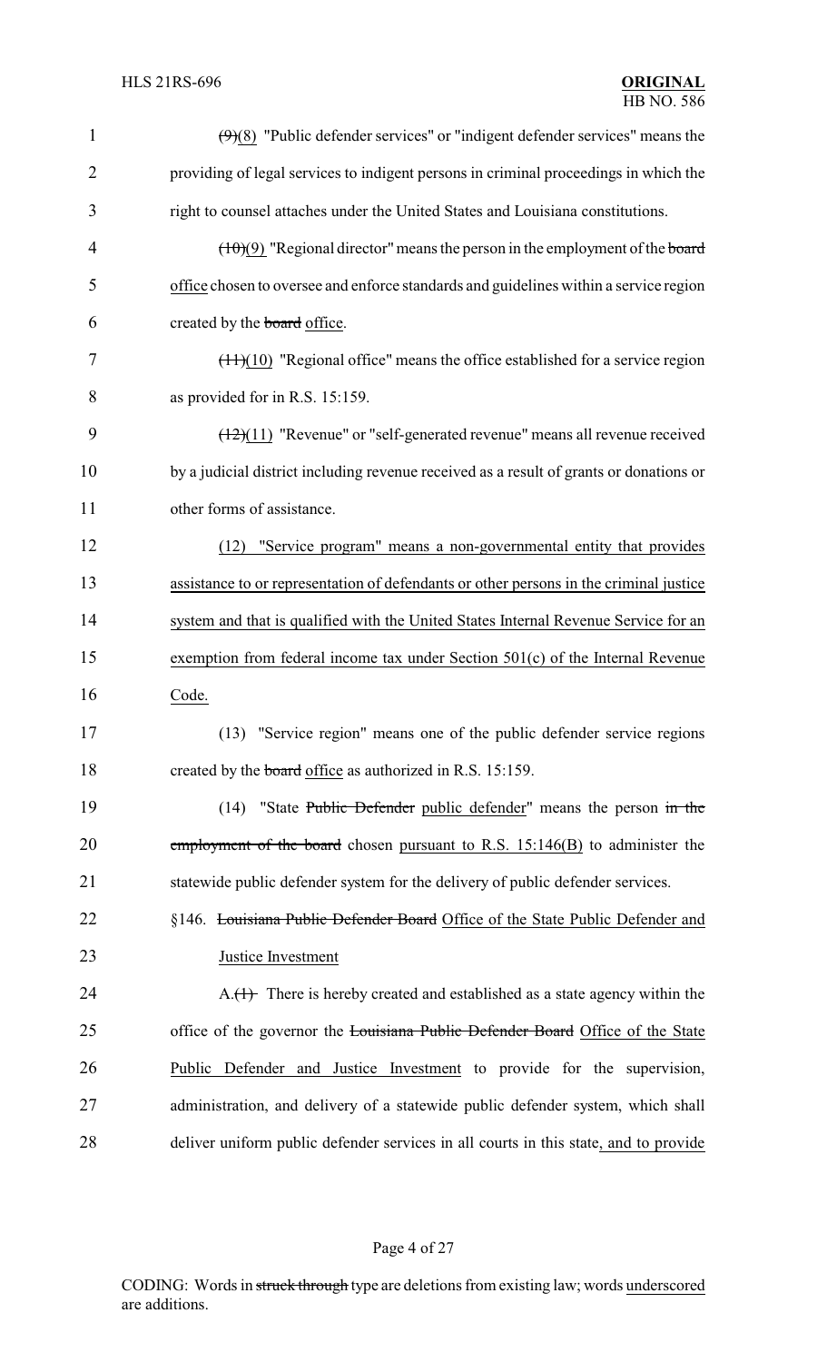~~(9)~~(8) "Public defender services" or "indigent defender services" means the providing of legal services to indigent persons in criminal proceedings in which the right to counsel attaches under the United States and Louisiana constitutions.

~~(10)~~(9) "Regional director" means the person in the employment of the ~~board~~ office chosen to oversee and enforce standards and guidelines within a service region created by the ~~board~~ office.

~~(11)~~(10) "Regional office" means the office established for a service region as provided for in R.S. 15:159.

~~(12)~~(11) "Revenue" or "self-generated revenue" means all revenue received by a judicial district including revenue received as a result of grants or donations or other forms of assistance.

<u>(12) "Service program" means a non-governmental entity that provides assistance to or representation of defendants or other persons in the criminal justice system and that is qualified with the United States Internal Revenue Service for an exemption from federal income tax under Section 501(c) of the Internal Revenue Code.</u>

(13) "Service region" means one of the public defender service regions created by the ~~board~~ office as authorized in R.S. 15:159.

(14) "State ~~Public Defender~~ public defender" means the person ~~in the employment of the board~~ chosen pursuant to R.S. 15:146(B) to administer the statewide public defender system for the delivery of public defender services.

§146. ~~Louisiana Public Defender Board~~ Office of the State Public Defender and Justice Investment

A.~~(1)~~ There is hereby created and established as a state agency within the office of the governor the ~~Louisiana Public Defender Board~~ Office of the State Public Defender and Justice Investment to provide for the supervision, administration, and delivery of a statewide public defender system, which shall deliver uniform public defender services in all courts in this state, and to provide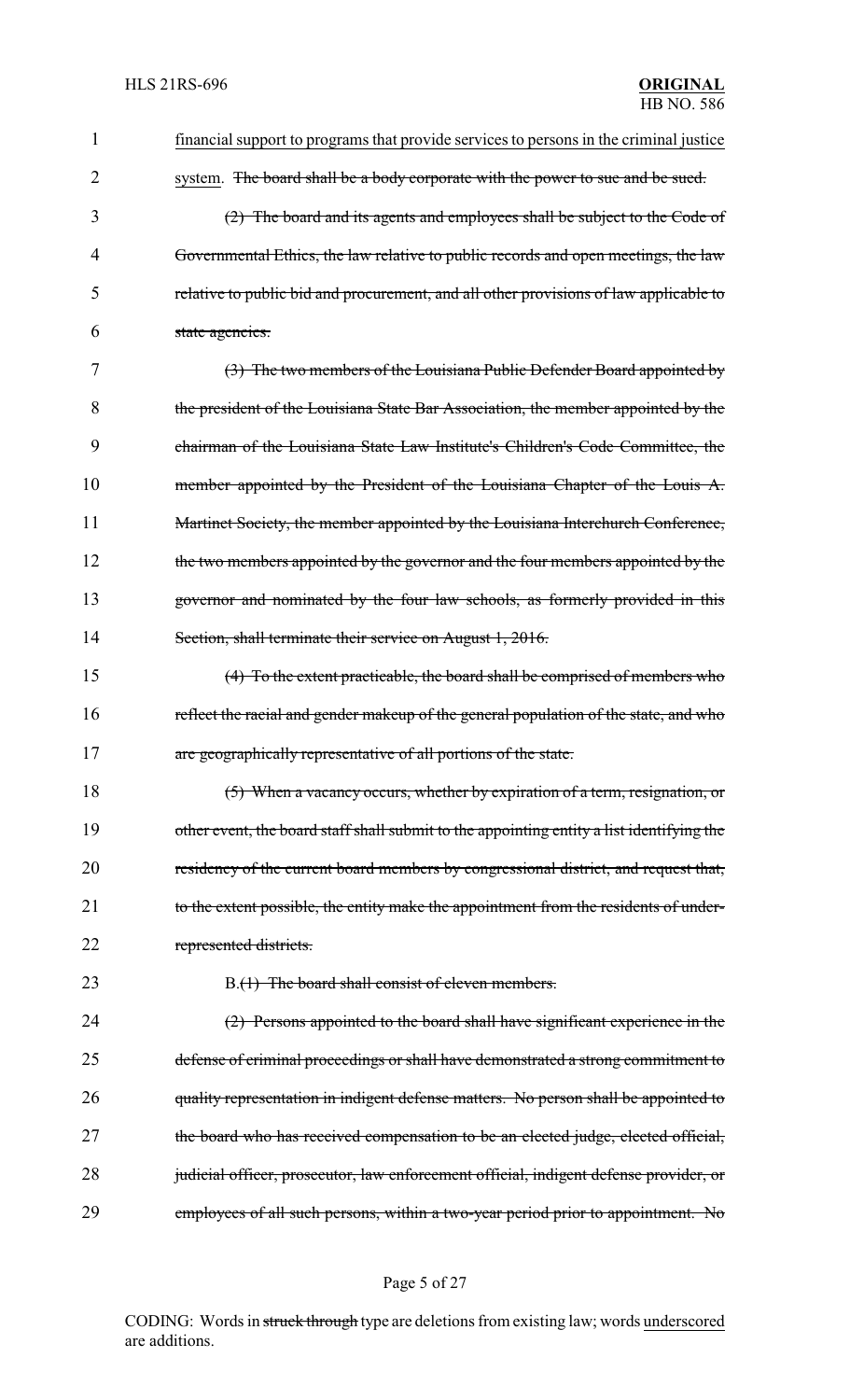1 financial support to programs that provide services to persons in the criminal justice
2 system. ~~The board shall be a body corporate with the power to sue and be sued.~~

3 ~~(2) The board and its agents and employees shall be subject to the Code of~~
4 ~~Governmental Ethics, the law relative to public records and open meetings, the law~~
5 ~~relative to public bid and procurement, and all other provisions of law applicable to~~
6 ~~state agencies.~~

7 ~~(3) The two members of the Louisiana Public Defender Board appointed by~~
8 ~~the president of the Louisiana State Bar Association, the member appointed by the~~
9 ~~chairman of the Louisiana State Law Institute's Children's Code Committee, the~~
10 ~~member appointed by the President of the Louisiana Chapter of the Louis A.~~
11 ~~Martinet Society, the member appointed by the Louisiana Interchurch Conference,~~
12 ~~the two members appointed by the governor and the four members appointed by the~~
13 ~~governor and nominated by the four law schools, as formerly provided in this~~
14 ~~Section, shall terminate their service on August 1, 2016.~~

15 ~~(4) To the extent practicable, the board shall be comprised of members who~~
16 ~~reflect the racial and gender makeup of the general population of the state, and who~~
17 ~~are geographically representative of all portions of the state.~~

18 ~~(5) When a vacancy occurs, whether by expiration of a term, resignation, or~~
19 ~~other event, the board staff shall submit to the appointing entity a list identifying the~~
20 ~~residency of the current board members by congressional district, and request that,~~
21 ~~to the extent possible, the entity make the appointment from the residents of under-~~
22 ~~represented districts.~~

23 B.~~(1) The board shall consist of eleven members.~~

24 ~~(2) Persons appointed to the board shall have significant experience in the~~
25 ~~defense of criminal proceedings or shall have demonstrated a strong commitment to~~
26 ~~quality representation in indigent defense matters. No person shall be appointed to~~
27 ~~the board who has received compensation to be an elected judge, elected official,~~
28 ~~judicial officer, prosecutor, law enforcement official, indigent defense provider, or~~
29 ~~employees of all such persons, within a two-year period prior to appointment. No~~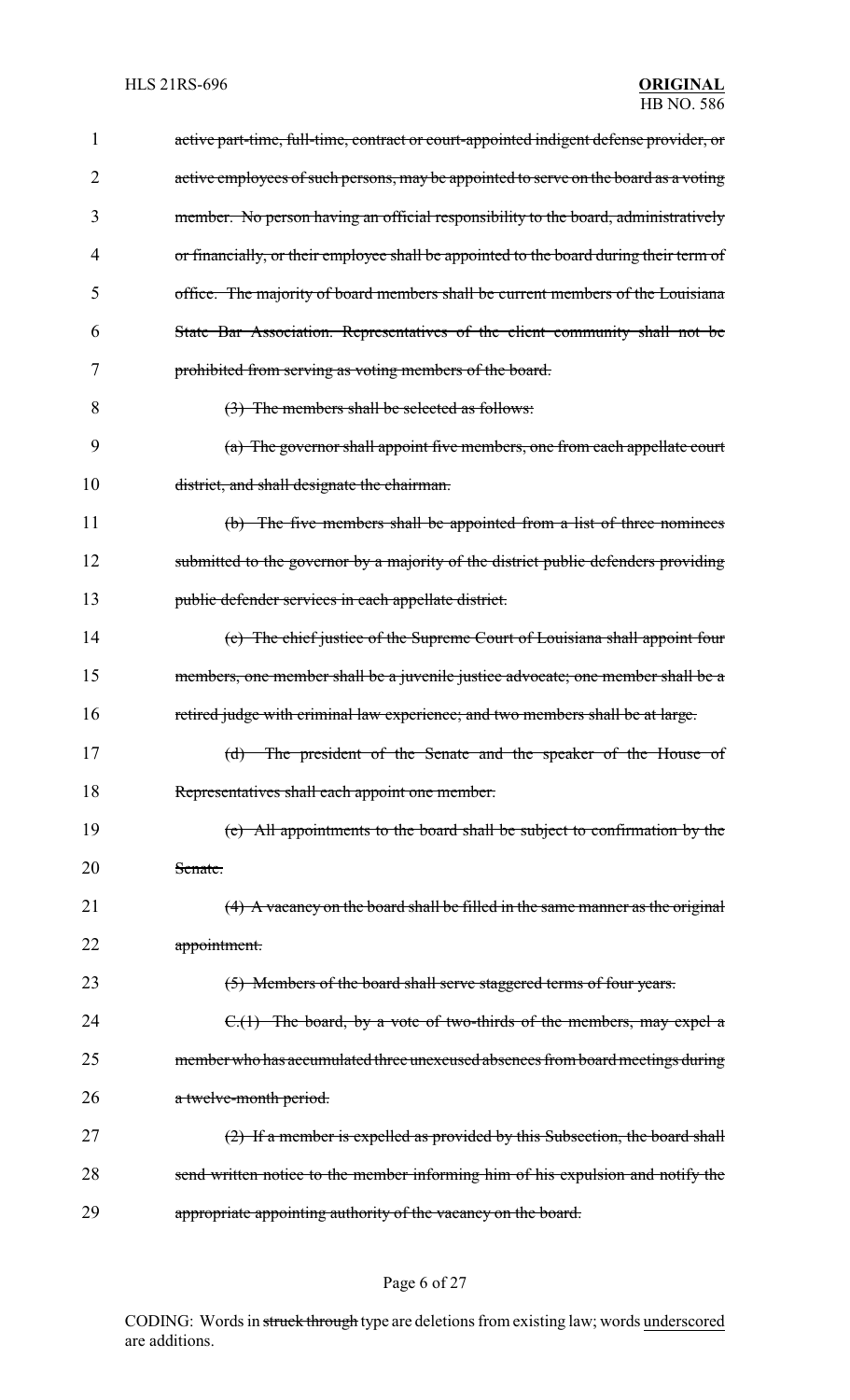~~active part-time, full-time, contract or court-appointed indigent defense provider, or active employees of such persons, may be appointed to serve on the board as a voting member. No person having an official responsibility to the board, administratively or financially, or their employee shall be appointed to the board during their term of office. The majority of board members shall be current members of the Louisiana State Bar Association. Representatives of the client community shall not be prohibited from serving as voting members of the board.~~

~~(3) The members shall be selected as follows:~~

~~(a) The governor shall appoint five members, one from each appellate court district, and shall designate the chairman.~~

~~(b) The five members shall be appointed from a list of three nominees submitted to the governor by a majority of the district public defenders providing public defender services in each appellate district.~~

~~(c) The chief justice of the Supreme Court of Louisiana shall appoint four members, one member shall be a juvenile justice advocate; one member shall be a retired judge with criminal law experience; and two members shall be at large.~~

~~(d) The president of the Senate and the speaker of the House of Representatives shall each appoint one member.~~

~~(e) All appointments to the board shall be subject to confirmation by the Senate.~~

~~(4) A vacancy on the board shall be filled in the same manner as the original appointment.~~

~~(5) Members of the board shall serve staggered terms of four years.~~

~~C.(1) The board, by a vote of two-thirds of the members, may expel a member who has accumulated three unexcused absences from board meetings during a twelve-month period.~~

~~(2) If a member is expelled as provided by this Subsection, the board shall send written notice to the member informing him of his expulsion and notify the appropriate appointing authority of the vacancy on the board.~~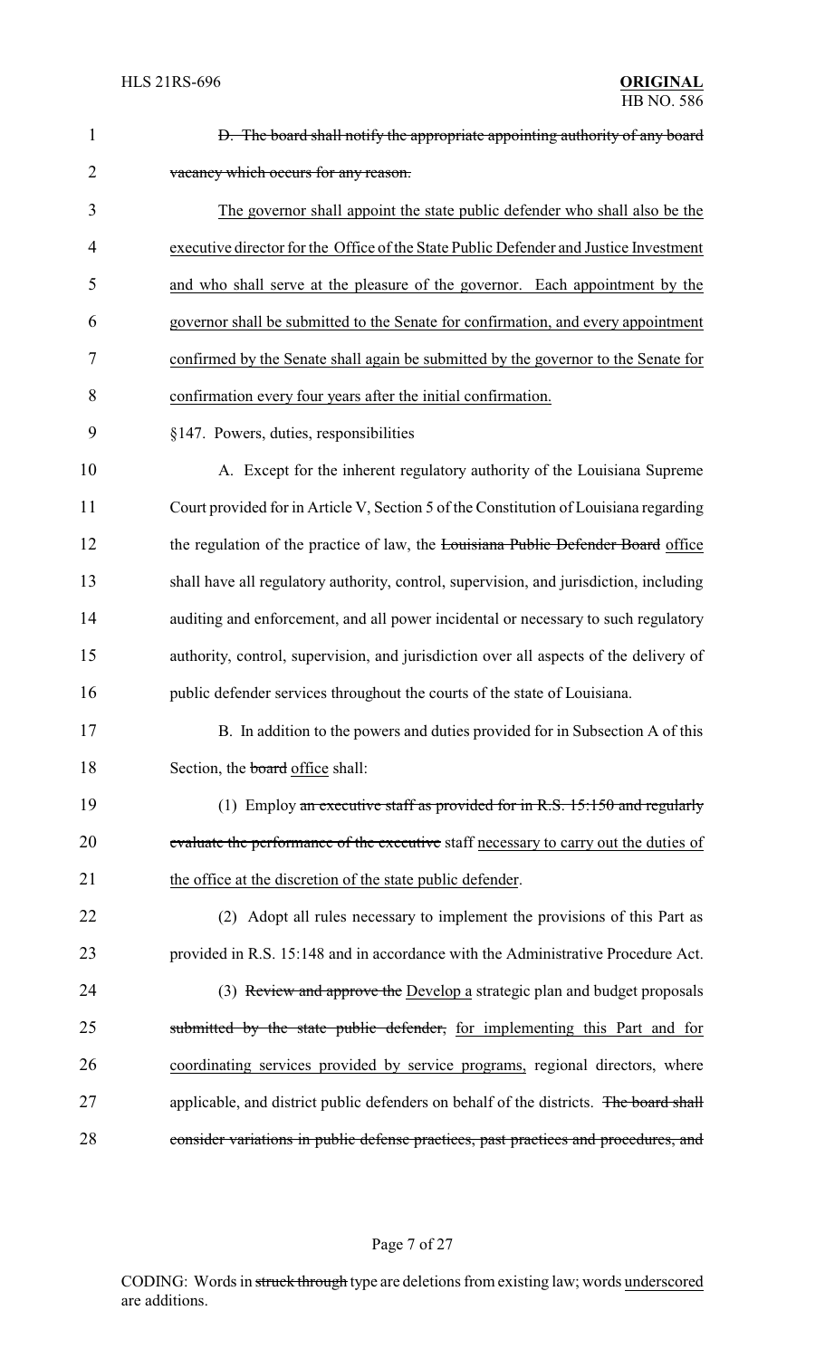~~D. The board shall notify the appropriate appointing authority of any board vacancy which occurs for any reason.~~

<u>The governor shall appoint the state public defender who shall also be the executive director for the Office of the State Public Defender and Justice Investment and who shall serve at the pleasure of the governor. Each appointment by the governor shall be submitted to the Senate for confirmation, and every appointment confirmed by the Senate shall again be submitted by the governor to the Senate for confirmation every four years after the initial confirmation.</u>

§147. Powers, duties, responsibilities

A. Except for the inherent regulatory authority of the Louisiana Supreme Court provided for in Article V, Section 5 of the Constitution of Louisiana regarding the regulation of the practice of law, the ~~Louisiana Public Defender Board~~ <u>office</u> shall have all regulatory authority, control, supervision, and jurisdiction, including auditing and enforcement, and all power incidental or necessary to such regulatory authority, control, supervision, and jurisdiction over all aspects of the delivery of public defender services throughout the courts of the state of Louisiana.

B. In addition to the powers and duties provided for in Subsection A of this Section, the ~~board~~ <u>office</u> shall:

(1) Employ ~~an executive staff as provided for in R.S. 15:150 and regularly evaluate the performance of the executive~~ staff <u>necessary to carry out the duties of the office at the discretion of the state public defender</u>.

(2) Adopt all rules necessary to implement the provisions of this Part as provided in R.S. 15:148 and in accordance with the Administrative Procedure Act.

(3) ~~Review and approve the~~ <u>Develop a</u> strategic plan and budget proposals ~~submitted by the state public defender,~~ <u>for implementing this Part and for coordinating services provided by service programs,</u> regional directors, where applicable, and district public defenders on behalf of the districts. ~~The board shall consider variations in public defense practices, past practices and procedures, and~~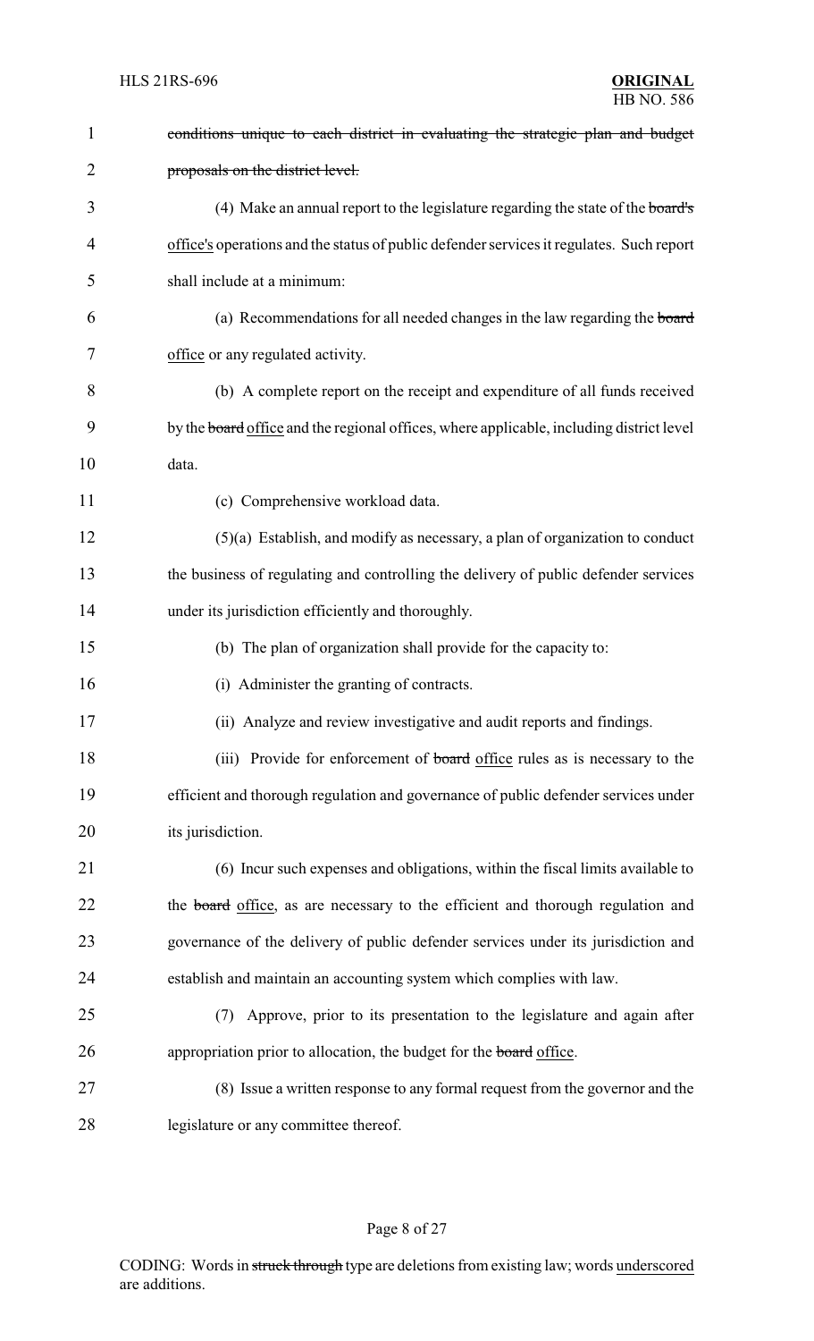~~conditions unique to each district in evaluating the strategic plan and budget proposals on the district level.~~

(4) Make an annual report to the legislature regarding the state of the ~~board's~~ office's operations and the status of public defender services it regulates. Such report shall include at a minimum:

(a) Recommendations for all needed changes in the law regarding the ~~board~~ office or any regulated activity.

(b) A complete report on the receipt and expenditure of all funds received by the ~~board~~ office and the regional offices, where applicable, including district level data.

(c) Comprehensive workload data.

(5)(a) Establish, and modify as necessary, a plan of organization to conduct the business of regulating and controlling the delivery of public defender services under its jurisdiction efficiently and thoroughly.

(b) The plan of organization shall provide for the capacity to:

(i) Administer the granting of contracts.

(ii) Analyze and review investigative and audit reports and findings.

(iii) Provide for enforcement of ~~board~~ office rules as is necessary to the efficient and thorough regulation and governance of public defender services under its jurisdiction.

(6) Incur such expenses and obligations, within the fiscal limits available to the ~~board~~ office, as are necessary to the efficient and thorough regulation and governance of the delivery of public defender services under its jurisdiction and establish and maintain an accounting system which complies with law.

(7) Approve, prior to its presentation to the legislature and again after appropriation prior to allocation, the budget for the ~~board~~ office.

(8) Issue a written response to any formal request from the governor and the legislature or any committee thereof.

CODING: Words in ~~struck through~~ type are deletions from existing law; words underscored are additions.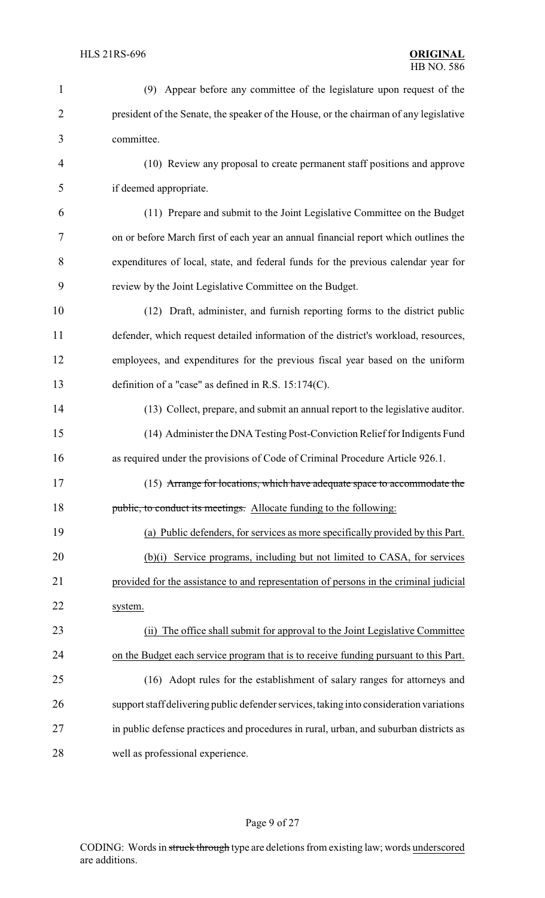(9) Appear before any committee of the legislature upon request of the president of the Senate, the speaker of the House, or the chairman of any legislative committee.

(10) Review any proposal to create permanent staff positions and approve if deemed appropriate.

(11) Prepare and submit to the Joint Legislative Committee on the Budget on or before March first of each year an annual financial report which outlines the expenditures of local, state, and federal funds for the previous calendar year for review by the Joint Legislative Committee on the Budget.

(12) Draft, administer, and furnish reporting forms to the district public defender, which request detailed information of the district's workload, resources, employees, and expenditures for the previous fiscal year based on the uniform definition of a "case" as defined in R.S. 15:174(C).

(13) Collect, prepare, and submit an annual report to the legislative auditor.

(14) Administer the DNA Testing Post-Conviction Relief for Indigents Fund as required under the provisions of Code of Criminal Procedure Article 926.1.

(15) ~~Arrange for locations, which have adequate space to accommodate the public, to conduct its meetings.~~ <u>Allocate funding to the following:</u>

<u>(a) Public defenders, for services as more specifically provided by this Part.</u>

<u>(b)(i) Service programs, including but not limited to CASA, for services provided for the assistance to and representation of persons in the criminal judicial system.</u>

<u>(ii) The office shall submit for approval to the Joint Legislative Committee on the Budget each service program that is to receive funding pursuant to this Part.</u>

(16) Adopt rules for the establishment of salary ranges for attorneys and support staff delivering public defender services, taking into consideration variations in public defense practices and procedures in rural, urban, and suburban districts as well as professional experience.

CODING: Words in ~~struck through~~ type are deletions from existing law; words <u>underscored</u> are additions.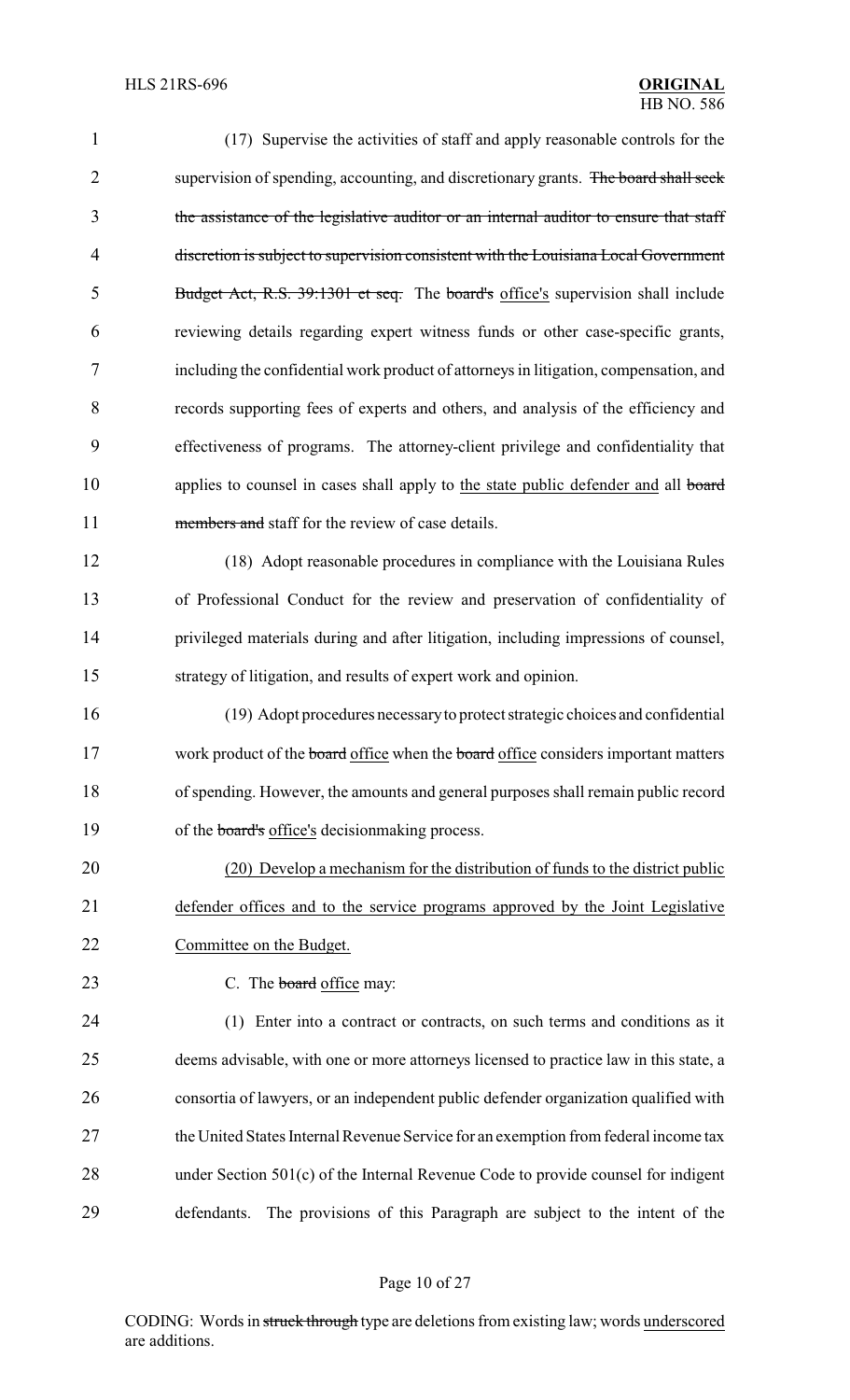(17) Supervise the activities of staff and apply reasonable controls for the supervision of spending, accounting, and discretionary grants. ~~The board shall seek the assistance of the legislative auditor or an internal auditor to ensure that staff discretion is subject to supervision consistent with the Louisiana Local Government Budget Act, R.S. 39:1301 et seq.~~ The ~~board's~~ office's supervision shall include reviewing details regarding expert witness funds or other case-specific grants, including the confidential work product of attorneys in litigation, compensation, and records supporting fees of experts and others, and analysis of the efficiency and effectiveness of programs. The attorney-client privilege and confidentiality that applies to counsel in cases shall apply to the state public defender and all ~~board members and~~ staff for the review of case details.

(18) Adopt reasonable procedures in compliance with the Louisiana Rules of Professional Conduct for the review and preservation of confidentiality of privileged materials during and after litigation, including impressions of counsel, strategy of litigation, and results of expert work and opinion.

(19) Adopt procedures necessary to protect strategic choices and confidential work product of the ~~board~~ office when the ~~board~~ office considers important matters of spending. However, the amounts and general purposes shall remain public record of the ~~board's~~ office's decisionmaking process.

(20) Develop a mechanism for the distribution of funds to the district public defender offices and to the service programs approved by the Joint Legislative Committee on the Budget.

C. The ~~board~~ office may:

(1) Enter into a contract or contracts, on such terms and conditions as it deems advisable, with one or more attorneys licensed to practice law in this state, a consortia of lawyers, or an independent public defender organization qualified with the United States Internal Revenue Service for an exemption from federal income tax under Section 501(c) of the Internal Revenue Code to provide counsel for indigent defendants. The provisions of this Paragraph are subject to the intent of the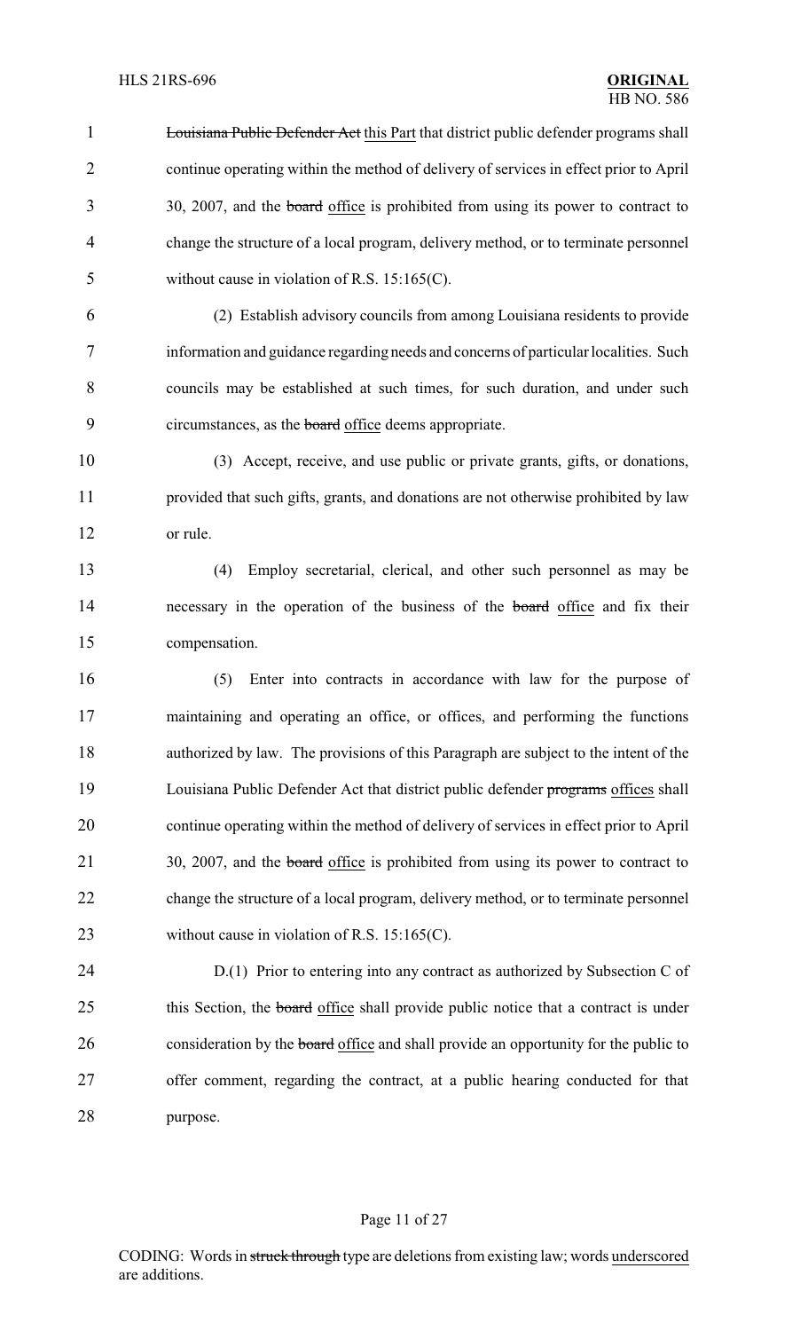~~Louisiana Public Defender Act~~ this Part that district public defender programs shall continue operating within the method of delivery of services in effect prior to April 30, 2007, and the ~~board~~ office is prohibited from using its power to contract to change the structure of a local program, delivery method, or to terminate personnel without cause in violation of R.S. 15:165(C).

(2) Establish advisory councils from among Louisiana residents to provide information and guidance regarding needs and concerns of particular localities. Such councils may be established at such times, for such duration, and under such circumstances, as the ~~board~~ office deems appropriate.

(3) Accept, receive, and use public or private grants, gifts, or donations, provided that such gifts, grants, and donations are not otherwise prohibited by law or rule.

(4) Employ secretarial, clerical, and other such personnel as may be necessary in the operation of the business of the ~~board~~ office and fix their compensation.

(5) Enter into contracts in accordance with law for the purpose of maintaining and operating an office, or offices, and performing the functions authorized by law. The provisions of this Paragraph are subject to the intent of the Louisiana Public Defender Act that district public defender ~~programs~~ offices shall continue operating within the method of delivery of services in effect prior to April 30, 2007, and the ~~board~~ office is prohibited from using its power to contract to change the structure of a local program, delivery method, or to terminate personnel without cause in violation of R.S. 15:165(C).

D.(1) Prior to entering into any contract as authorized by Subsection C of this Section, the ~~board~~ office shall provide public notice that a contract is under consideration by the ~~board~~ office and shall provide an opportunity for the public to offer comment, regarding the contract, at a public hearing conducted for that purpose.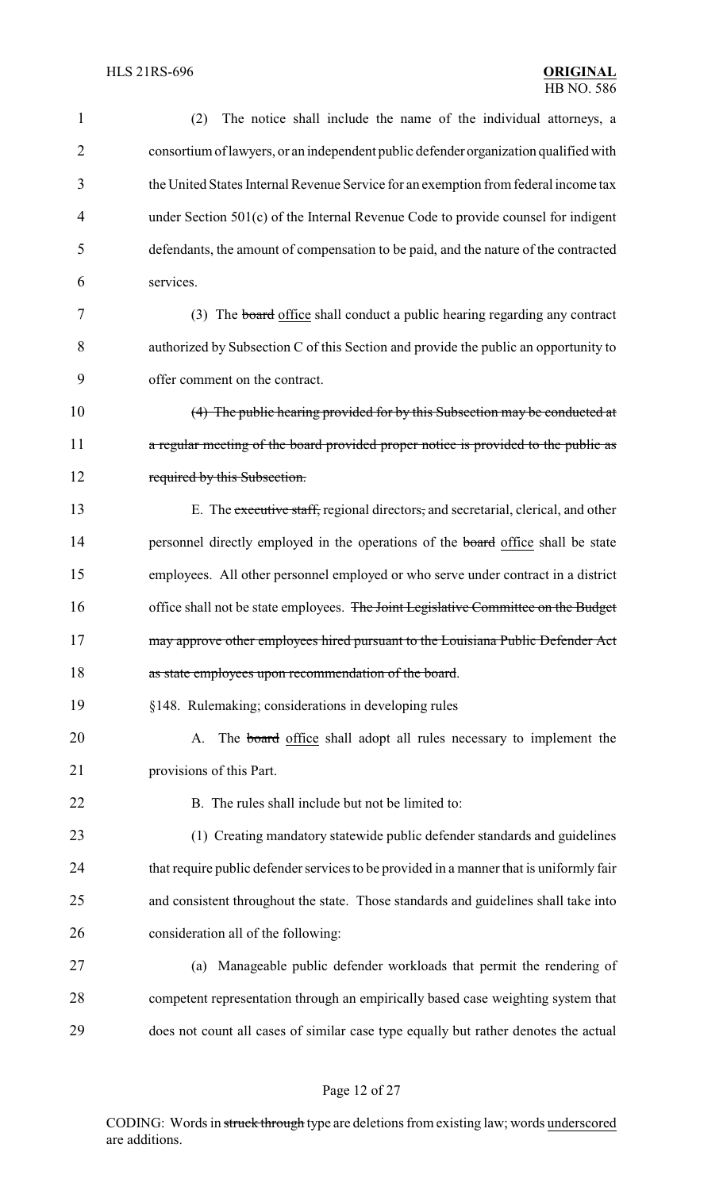(2) The notice shall include the name of the individual attorneys, a consortium of lawyers, or an independent public defender organization qualified with the United States Internal Revenue Service for an exemption from federal income tax under Section 501(c) of the Internal Revenue Code to provide counsel for indigent defendants, the amount of compensation to be paid, and the nature of the contracted services.

(3) The ~~board~~ <u>office</u> shall conduct a public hearing regarding any contract authorized by Subsection C of this Section and provide the public an opportunity to offer comment on the contract.

~~(4) The public hearing provided for by this Subsection may be conducted at a regular meeting of the board provided proper notice is provided to the public as required by this Subsection.~~

E. The ~~executive staff,~~ regional directors~~,~~ and secretarial, clerical, and other personnel directly employed in the operations of the ~~board~~ <u>office</u> shall be state employees. All other personnel employed or who serve under contract in a district office shall not be state employees. ~~The Joint Legislative Committee on the Budget may approve other employees hired pursuant to the Louisiana Public Defender Act as state employees upon recommendation of the board~~.

§148. Rulemaking; considerations in developing rules

A. The ~~board~~ <u>office</u> shall adopt all rules necessary to implement the provisions of this Part.

B. The rules shall include but not be limited to:

(1) Creating mandatory statewide public defender standards and guidelines that require public defender services to be provided in a manner that is uniformly fair and consistent throughout the state. Those standards and guidelines shall take into consideration all of the following:

(a) Manageable public defender workloads that permit the rendering of competent representation through an empirically based case weighting system that does not count all cases of similar case type equally but rather denotes the actual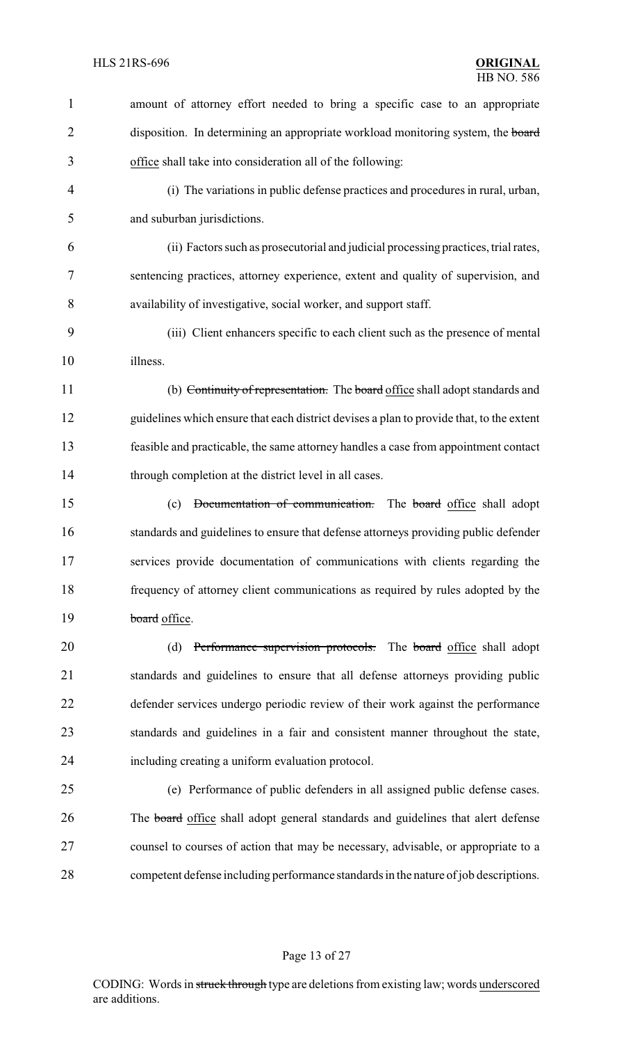amount of attorney effort needed to bring a specific case to an appropriate disposition. In determining an appropriate workload monitoring system, the ~~board~~ office shall take into consideration all of the following:

(i) The variations in public defense practices and procedures in rural, urban, and suburban jurisdictions.

(ii) Factors such as prosecutorial and judicial processing practices, trial rates, sentencing practices, attorney experience, extent and quality of supervision, and availability of investigative, social worker, and support staff.

(iii) Client enhancers specific to each client such as the presence of mental illness.

(b) ~~Continuity of representation.~~ The ~~board~~ office shall adopt standards and guidelines which ensure that each district devises a plan to provide that, to the extent feasible and practicable, the same attorney handles a case from appointment contact through completion at the district level in all cases.

(c) ~~Documentation of communication.~~ The ~~board~~ office shall adopt standards and guidelines to ensure that defense attorneys providing public defender services provide documentation of communications with clients regarding the frequency of attorney client communications as required by rules adopted by the ~~board~~ office.

(d) ~~Performance supervision protocols.~~ The ~~board~~ office shall adopt standards and guidelines to ensure that all defense attorneys providing public defender services undergo periodic review of their work against the performance standards and guidelines in a fair and consistent manner throughout the state, including creating a uniform evaluation protocol.

(e) Performance of public defenders in all assigned public defense cases. The ~~board~~ office shall adopt general standards and guidelines that alert defense counsel to courses of action that may be necessary, advisable, or appropriate to a competent defense including performance standards in the nature of job descriptions.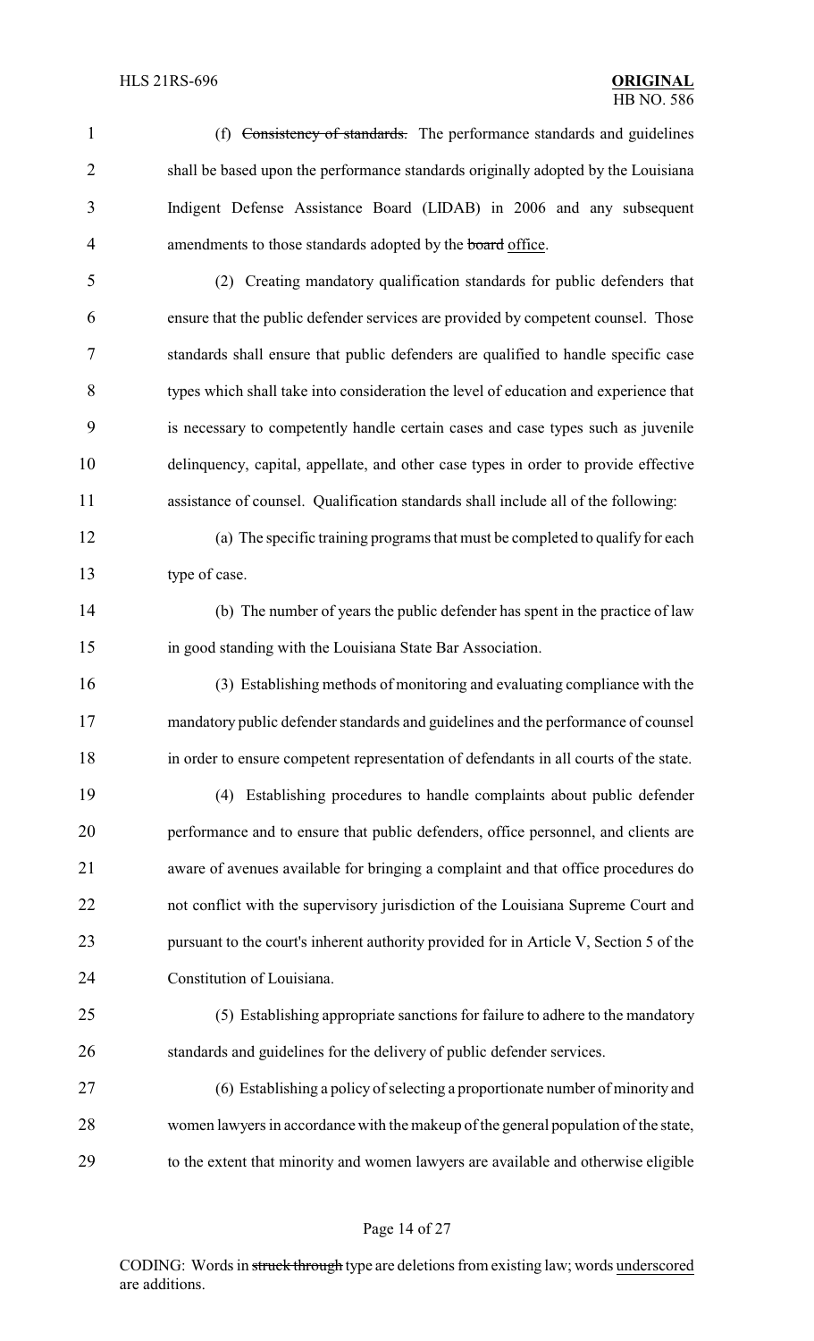(f) ~~Consistency of standards.~~ The performance standards and guidelines shall be based upon the performance standards originally adopted by the Louisiana Indigent Defense Assistance Board (LIDAB) in 2006 and any subsequent amendments to those standards adopted by the ~~board~~ office.

(2) Creating mandatory qualification standards for public defenders that ensure that the public defender services are provided by competent counsel. Those standards shall ensure that public defenders are qualified to handle specific case types which shall take into consideration the level of education and experience that is necessary to competently handle certain cases and case types such as juvenile delinquency, capital, appellate, and other case types in order to provide effective assistance of counsel. Qualification standards shall include all of the following:

(a) The specific training programs that must be completed to qualify for each type of case.

(b) The number of years the public defender has spent in the practice of law in good standing with the Louisiana State Bar Association.

(3) Establishing methods of monitoring and evaluating compliance with the mandatory public defender standards and guidelines and the performance of counsel in order to ensure competent representation of defendants in all courts of the state.

(4) Establishing procedures to handle complaints about public defender performance and to ensure that public defenders, office personnel, and clients are aware of avenues available for bringing a complaint and that office procedures do not conflict with the supervisory jurisdiction of the Louisiana Supreme Court and pursuant to the court's inherent authority provided for in Article V, Section 5 of the Constitution of Louisiana.

(5) Establishing appropriate sanctions for failure to adhere to the mandatory standards and guidelines for the delivery of public defender services.

(6) Establishing a policy of selecting a proportionate number of minority and women lawyers in accordance with the makeup of the general population of the state, to the extent that minority and women lawyers are available and otherwise eligible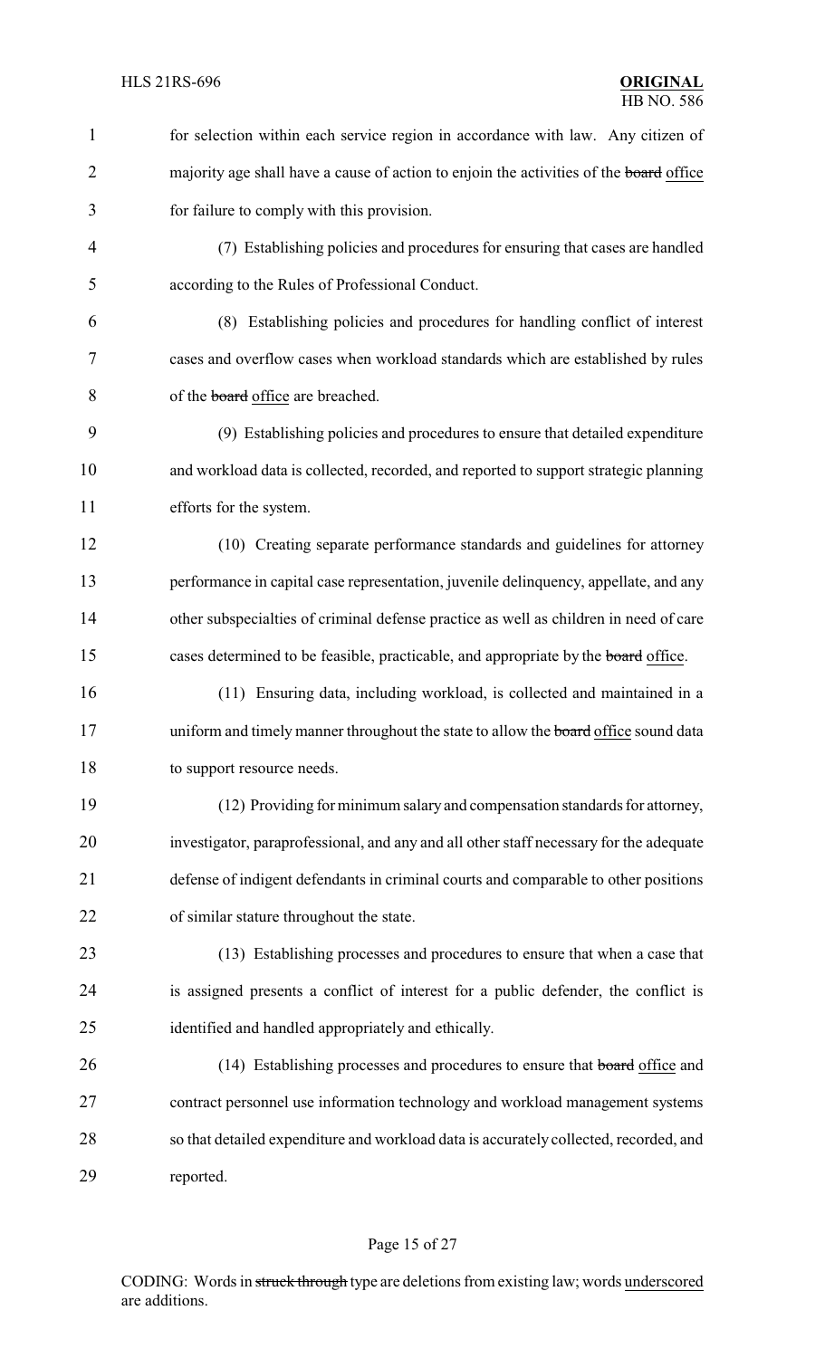for selection within each service region in accordance with law. Any citizen of majority age shall have a cause of action to enjoin the activities of the ~~board~~ office for failure to comply with this provision.

(7) Establishing policies and procedures for ensuring that cases are handled according to the Rules of Professional Conduct.

(8) Establishing policies and procedures for handling conflict of interest cases and overflow cases when workload standards which are established by rules of the ~~board~~ office are breached.

(9) Establishing policies and procedures to ensure that detailed expenditure and workload data is collected, recorded, and reported to support strategic planning efforts for the system.

(10) Creating separate performance standards and guidelines for attorney performance in capital case representation, juvenile delinquency, appellate, and any other subspecialties of criminal defense practice as well as children in need of care cases determined to be feasible, practicable, and appropriate by the ~~board~~ office.

(11) Ensuring data, including workload, is collected and maintained in a uniform and timely manner throughout the state to allow the ~~board~~ office sound data to support resource needs.

(12) Providing for minimum salary and compensation standards for attorney, investigator, paraprofessional, and any and all other staff necessary for the adequate defense of indigent defendants in criminal courts and comparable to other positions of similar stature throughout the state.

(13) Establishing processes and procedures to ensure that when a case that is assigned presents a conflict of interest for a public defender, the conflict is identified and handled appropriately and ethically.

(14) Establishing processes and procedures to ensure that ~~board~~ office and contract personnel use information technology and workload management systems so that detailed expenditure and workload data is accurately collected, recorded, and reported.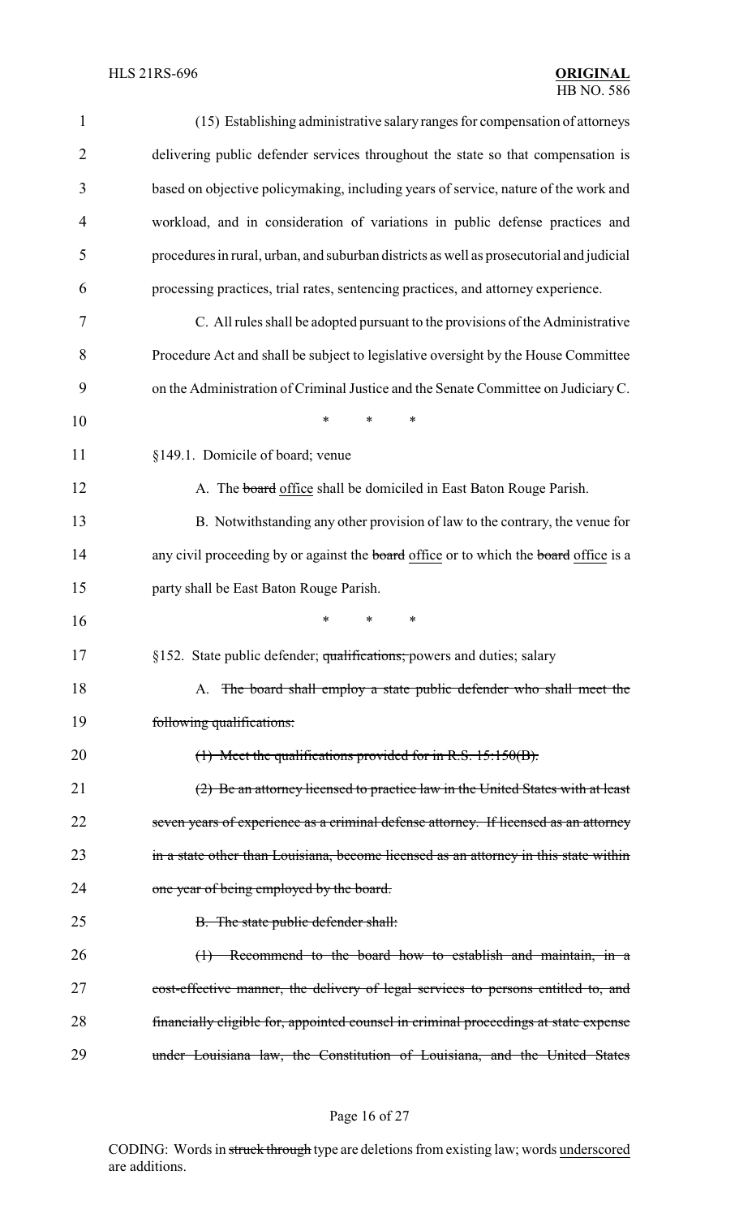(15) Establishing administrative salary ranges for compensation of attorneys delivering public defender services throughout the state so that compensation is based on objective policymaking, including years of service, nature of the work and workload, and in consideration of variations in public defense practices and procedures in rural, urban, and suburban districts as well as prosecutorial and judicial processing practices, trial rates, sentencing practices, and attorney experience.

C. All rules shall be adopted pursuant to the provisions of the Administrative Procedure Act and shall be subject to legislative oversight by the House Committee on the Administration of Criminal Justice and the Senate Committee on Judiciary C.

\* \* \*

§149.1. Domicile of board; venue

A. The ~~board~~ office shall be domiciled in East Baton Rouge Parish.

B. Notwithstanding any other provision of law to the contrary, the venue for any civil proceeding by or against the ~~board~~ office or to which the ~~board~~ office is a party shall be East Baton Rouge Parish.

\* \* \*

§152. State public defender; ~~qualifications;~~ powers and duties; salary

A. ~~The board shall employ a state public defender who shall meet the following qualifications:~~

~~(1) Meet the qualifications provided for in R.S. 15:150(B).~~

~~(2) Be an attorney licensed to practice law in the United States with at least seven years of experience as a criminal defense attorney. If licensed as an attorney in a state other than Louisiana, become licensed as an attorney in this state within one year of being employed by the board.~~

~~B. The state public defender shall:~~

~~(1) Recommend to the board how to establish and maintain, in a cost-effective manner, the delivery of legal services to persons entitled to, and financially eligible for, appointed counsel in criminal proceedings at state expense under Louisiana law, the Constitution of Louisiana, and the United States~~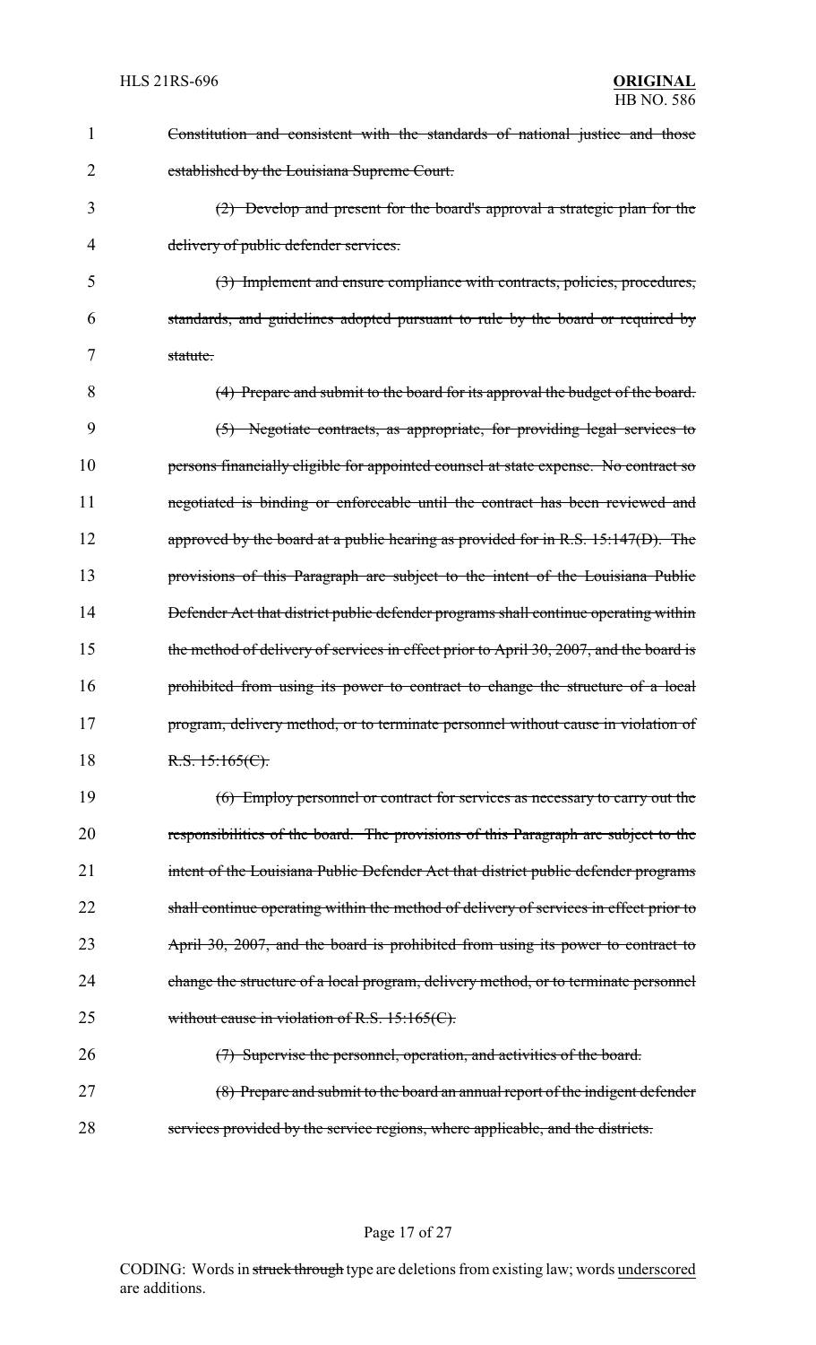~~Constitution and consistent with the standards of national justice and those established by the Louisiana Supreme Court.~~

~~(2) Develop and present for the board's approval a strategic plan for the delivery of public defender services.~~

~~(3) Implement and ensure compliance with contracts, policies, procedures, standards, and guidelines adopted pursuant to rule by the board or required by statute.~~

~~(4) Prepare and submit to the board for its approval the budget of the board.~~

~~(5) Negotiate contracts, as appropriate, for providing legal services to persons financially eligible for appointed counsel at state expense. No contract so negotiated is binding or enforceable until the contract has been reviewed and approved by the board at a public hearing as provided for in R.S. 15:147(D). The provisions of this Paragraph are subject to the intent of the Louisiana Public Defender Act that district public defender programs shall continue operating within the method of delivery of services in effect prior to April 30, 2007, and the board is prohibited from using its power to contract to change the structure of a local program, delivery method, or to terminate personnel without cause in violation of R.S. 15:165(C).~~

~~(6) Employ personnel or contract for services as necessary to carry out the responsibilities of the board. The provisions of this Paragraph are subject to the intent of the Louisiana Public Defender Act that district public defender programs shall continue operating within the method of delivery of services in effect prior to April 30, 2007, and the board is prohibited from using its power to contract to change the structure of a local program, delivery method, or to terminate personnel without cause in violation of R.S. 15:165(C).~~

~~(7) Supervise the personnel, operation, and activities of the board.~~

~~(8) Prepare and submit to the board an annual report of the indigent defender services provided by the service regions, where applicable, and the districts.~~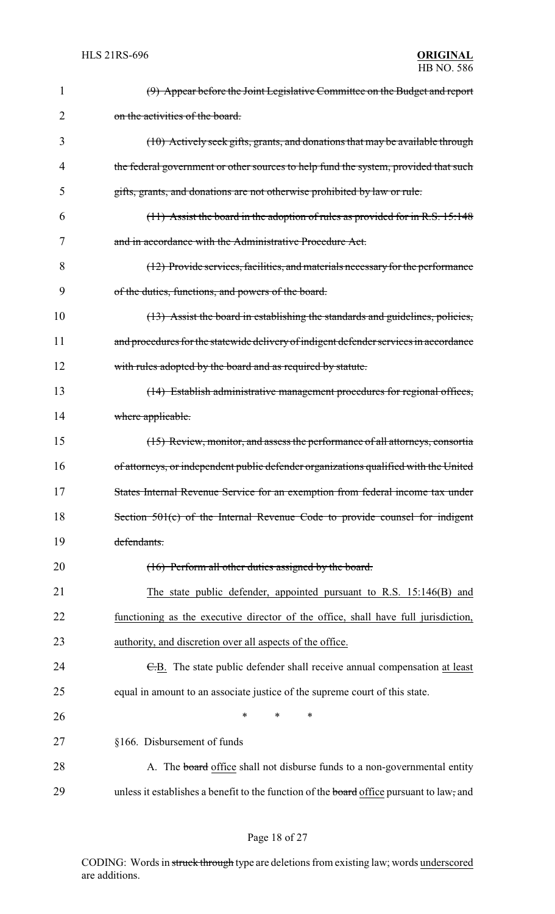~~(9) Appear before the Joint Legislative Committee on the Budget and report on the activities of the board.~~

~~(10) Actively seek gifts, grants, and donations that may be available through the federal government or other sources to help fund the system, provided that such gifts, grants, and donations are not otherwise prohibited by law or rule.~~

~~(11) Assist the board in the adoption of rules as provided for in R.S. 15:148 and in accordance with the Administrative Procedure Act.~~

~~(12) Provide services, facilities, and materials necessary for the performance of the duties, functions, and powers of the board.~~

~~(13) Assist the board in establishing the standards and guidelines, policies, and procedures for the statewide delivery of indigent defender services in accordance with rules adopted by the board and as required by statute.~~

~~(14) Establish administrative management procedures for regional offices, where applicable.~~

~~(15) Review, monitor, and assess the performance of all attorneys, consortia of attorneys, or independent public defender organizations qualified with the United States Internal Revenue Service for an exemption from federal income tax under Section 501(c) of the Internal Revenue Code to provide counsel for indigent defendants.~~

~~(16) Perform all other duties assigned by the board.~~

<u>The state public defender, appointed pursuant to R.S. 15:146(B) and functioning as the executive director of the office, shall have full jurisdiction, authority, and discretion over all aspects of the office.</u>

~~C.~~<u>B.</u> The state public defender shall receive annual compensation <u>at least</u> equal in amount to an associate justice of the supreme court of this state.

\* \* \*

§166. Disbursement of funds

A. The ~~board~~ <u>office</u> shall not disburse funds to a non-governmental entity unless it establishes a benefit to the function of the ~~board~~ <u>office</u> pursuant to law~~,~~ and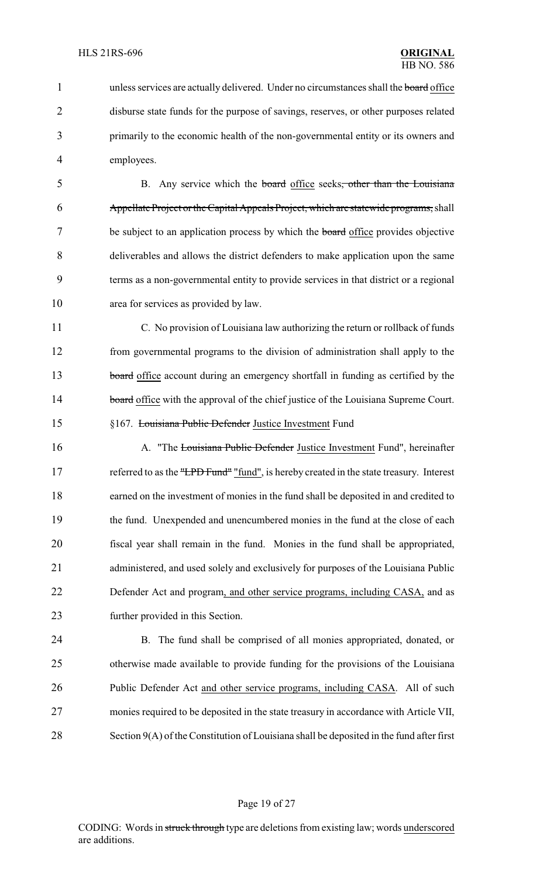unless services are actually delivered. Under no circumstances shall the ~~board~~ office disburse state funds for the purpose of savings, reserves, or other purposes related primarily to the economic health of the non-governmental entity or its owners and employees.

B. Any service which the ~~board~~ office seeks~~, other than the Louisiana Appellate Project or the Capital Appeals Project, which are statewide programs,~~ shall be subject to an application process by which the ~~board~~ office provides objective deliverables and allows the district defenders to make application upon the same terms as a non-governmental entity to provide services in that district or a regional area for services as provided by law.

C. No provision of Louisiana law authorizing the return or rollback of funds from governmental programs to the division of administration shall apply to the ~~board~~ office account during an emergency shortfall in funding as certified by the ~~board~~ office with the approval of the chief justice of the Louisiana Supreme Court.

§167. ~~Louisiana Public Defender~~ Justice Investment Fund

A. "The ~~Louisiana Public Defender~~ Justice Investment Fund", hereinafter referred to as the ~~"LPD Fund"~~ "fund", is hereby created in the state treasury. Interest earned on the investment of monies in the fund shall be deposited in and credited to the fund. Unexpended and unencumbered monies in the fund at the close of each fiscal year shall remain in the fund. Monies in the fund shall be appropriated, administered, and used solely and exclusively for purposes of the Louisiana Public Defender Act and program, and other service programs, including CASA, and as further provided in this Section.

B. The fund shall be comprised of all monies appropriated, donated, or otherwise made available to provide funding for the provisions of the Louisiana Public Defender Act and other service programs, including CASA. All of such monies required to be deposited in the state treasury in accordance with Article VII, Section 9(A) of the Constitution of Louisiana shall be deposited in the fund after first

CODING: Words in ~~struck through~~ type are deletions from existing law; words underscored are additions.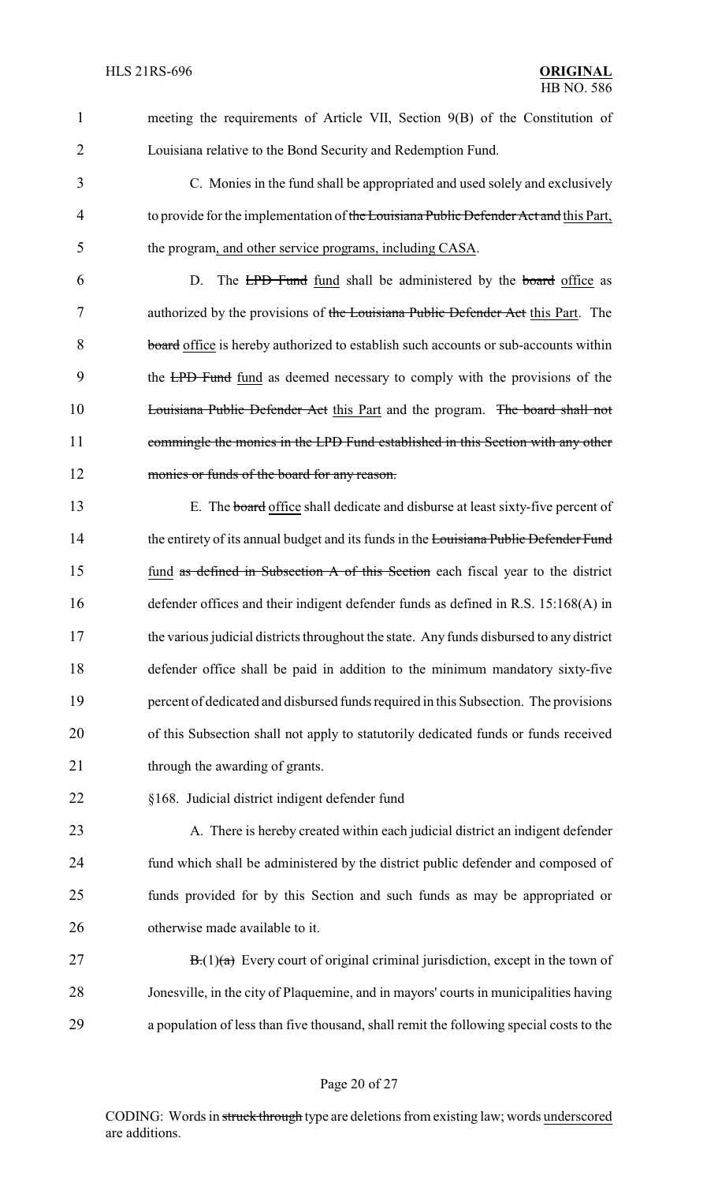meeting the requirements of Article VII, Section 9(B) of the Constitution of Louisiana relative to the Bond Security and Redemption Fund.

C. Monies in the fund shall be appropriated and used solely and exclusively to provide for the implementation of ~~the Louisiana Public Defender Act and~~ this Part, the program, and other service programs, including CASA.

D. The ~~LPD Fund~~ fund shall be administered by the ~~board~~ office as authorized by the provisions of ~~the Louisiana Public Defender Act~~ this Part. The ~~board~~ office is hereby authorized to establish such accounts or sub-accounts within the ~~LPD Fund~~ fund as deemed necessary to comply with the provisions of the ~~Louisiana Public Defender Act~~ this Part and the program. ~~The board shall not commingle the monies in the LPD Fund established in this Section with any other monies or funds of the board for any reason.~~

E. The ~~board~~ office shall dedicate and disburse at least sixty-five percent of the entirety of its annual budget and its funds in the ~~Louisiana Public Defender Fund~~ fund ~~as defined in Subsection A of this Section~~ each fiscal year to the district defender offices and their indigent defender funds as defined in R.S. 15:168(A) in the various judicial districts throughout the state. Any funds disbursed to any district defender office shall be paid in addition to the minimum mandatory sixty-five percent of dedicated and disbursed funds required in this Subsection. The provisions of this Subsection shall not apply to statutorily dedicated funds or funds received through the awarding of grants.

§168. Judicial district indigent defender fund

A. There is hereby created within each judicial district an indigent defender fund which shall be administered by the district public defender and composed of funds provided for by this Section and such funds as may be appropriated or otherwise made available to it.

~~B.~~(1)~~(a)~~ Every court of original criminal jurisdiction, except in the town of Jonesville, in the city of Plaquemine, and in mayors' courts in municipalities having a population of less than five thousand, shall remit the following special costs to the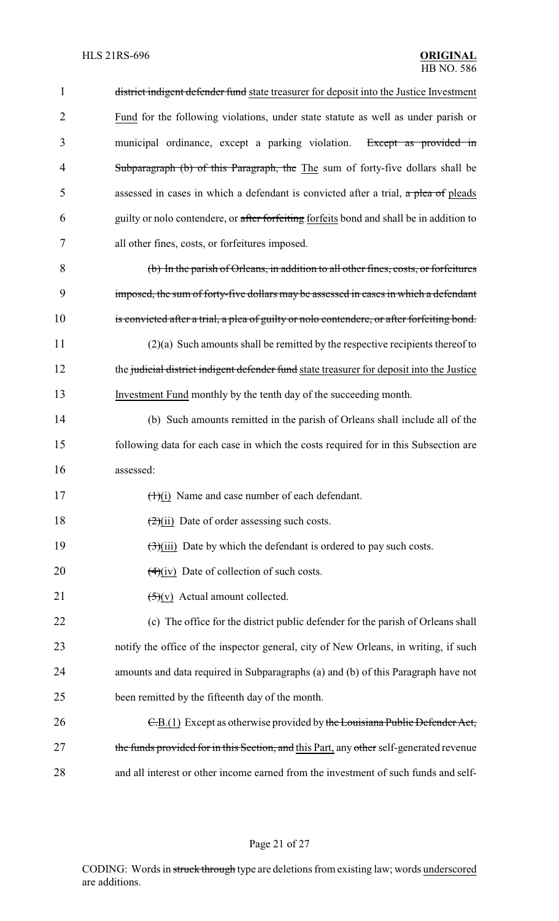district indigent defender fund state treasurer for deposit into the Justice Investment Fund for the following violations, under state statute as well as under parish or municipal ordinance, except a parking violation. Except as provided in Subparagraph (b) of this Paragraph, the The sum of forty-five dollars shall be assessed in cases in which a defendant is convicted after a trial, a plea of pleads guilty or nolo contendere, or after forfeiting forfeits bond and shall be in addition to all other fines, costs, or forfeitures imposed.

(b) In the parish of Orleans, in addition to all other fines, costs, or forfeitures imposed, the sum of forty-five dollars may be assessed in cases in which a defendant is convicted after a trial, a plea of guilty or nolo contendere, or after forfeiting bond.

(2)(a) Such amounts shall be remitted by the respective recipients thereof to the judicial district indigent defender fund state treasurer for deposit into the Justice Investment Fund monthly by the tenth day of the succeeding month.

(b) Such amounts remitted in the parish of Orleans shall include all of the following data for each case in which the costs required for in this Subsection are assessed:

(1)(i) Name and case number of each defendant.

(2)(ii) Date of order assessing such costs.

(3)(iii) Date by which the defendant is ordered to pay such costs.

(4)(iv) Date of collection of such costs.

(5)(v) Actual amount collected.

(c) The office for the district public defender for the parish of Orleans shall notify the office of the inspector general, city of New Orleans, in writing, if such amounts and data required in Subparagraphs (a) and (b) of this Paragraph have not been remitted by the fifteenth day of the month.

C.B.(1) Except as otherwise provided by the Louisiana Public Defender Act, the funds provided for in this Section, and this Part, any other self-generated revenue and all interest or other income earned from the investment of such funds and self-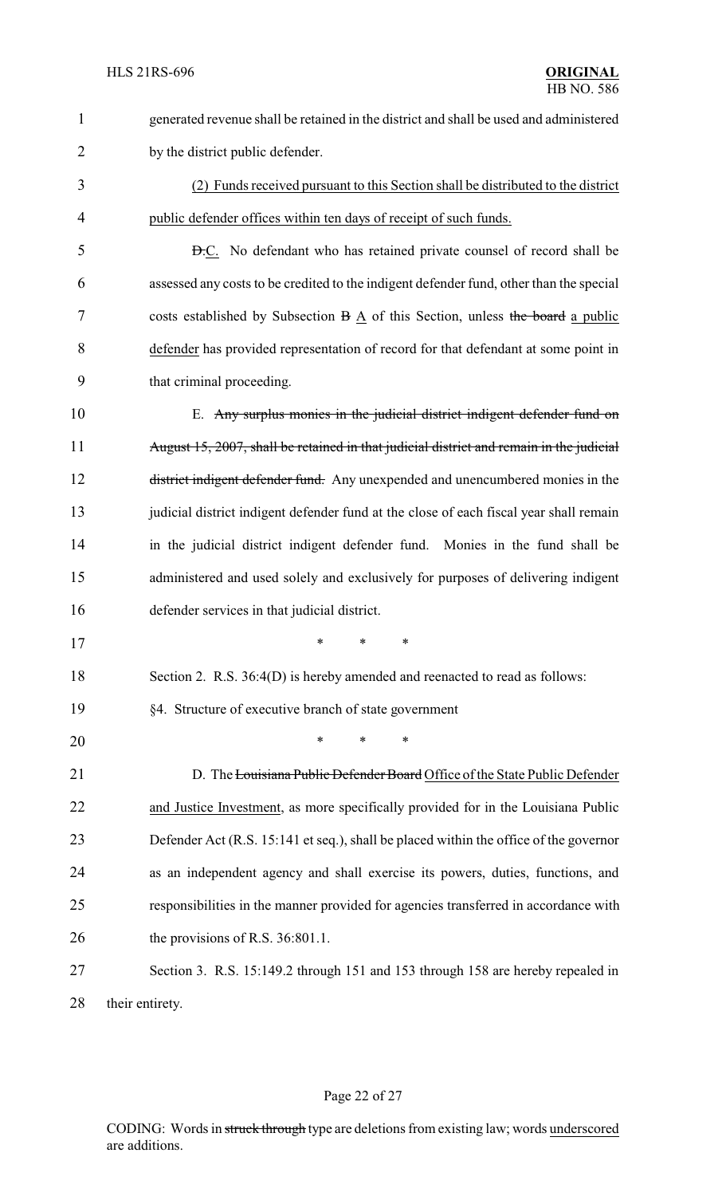generated revenue shall be retained in the district and shall be used and administered by the district public defender.

(2) Funds received pursuant to this Section shall be distributed to the district public defender offices within ten days of receipt of such funds.

~~D.~~C. No defendant who has retained private counsel of record shall be assessed any costs to be credited to the indigent defender fund, other than the special costs established by Subsection ~~B~~ A of this Section, unless ~~the board~~ a public defender has provided representation of record for that defendant at some point in that criminal proceeding.

E. ~~Any surplus monies in the judicial district indigent defender fund on August 15, 2007, shall be retained in that judicial district and remain in the judicial district indigent defender fund.~~ Any unexpended and unencumbered monies in the judicial district indigent defender fund at the close of each fiscal year shall remain in the judicial district indigent defender fund. Monies in the fund shall be administered and used solely and exclusively for purposes of delivering indigent defender services in that judicial district.

\* \* \*

Section 2. R.S. 36:4(D) is hereby amended and reenacted to read as follows:

§4. Structure of executive branch of state government

\* \* \*

D. The ~~Louisiana Public Defender Board~~ Office of the State Public Defender and Justice Investment, as more specifically provided for in the Louisiana Public Defender Act (R.S. 15:141 et seq.), shall be placed within the office of the governor as an independent agency and shall exercise its powers, duties, functions, and responsibilities in the manner provided for agencies transferred in accordance with the provisions of R.S. 36:801.1.

Section 3. R.S. 15:149.2 through 151 and 153 through 158 are hereby repealed in their entirety.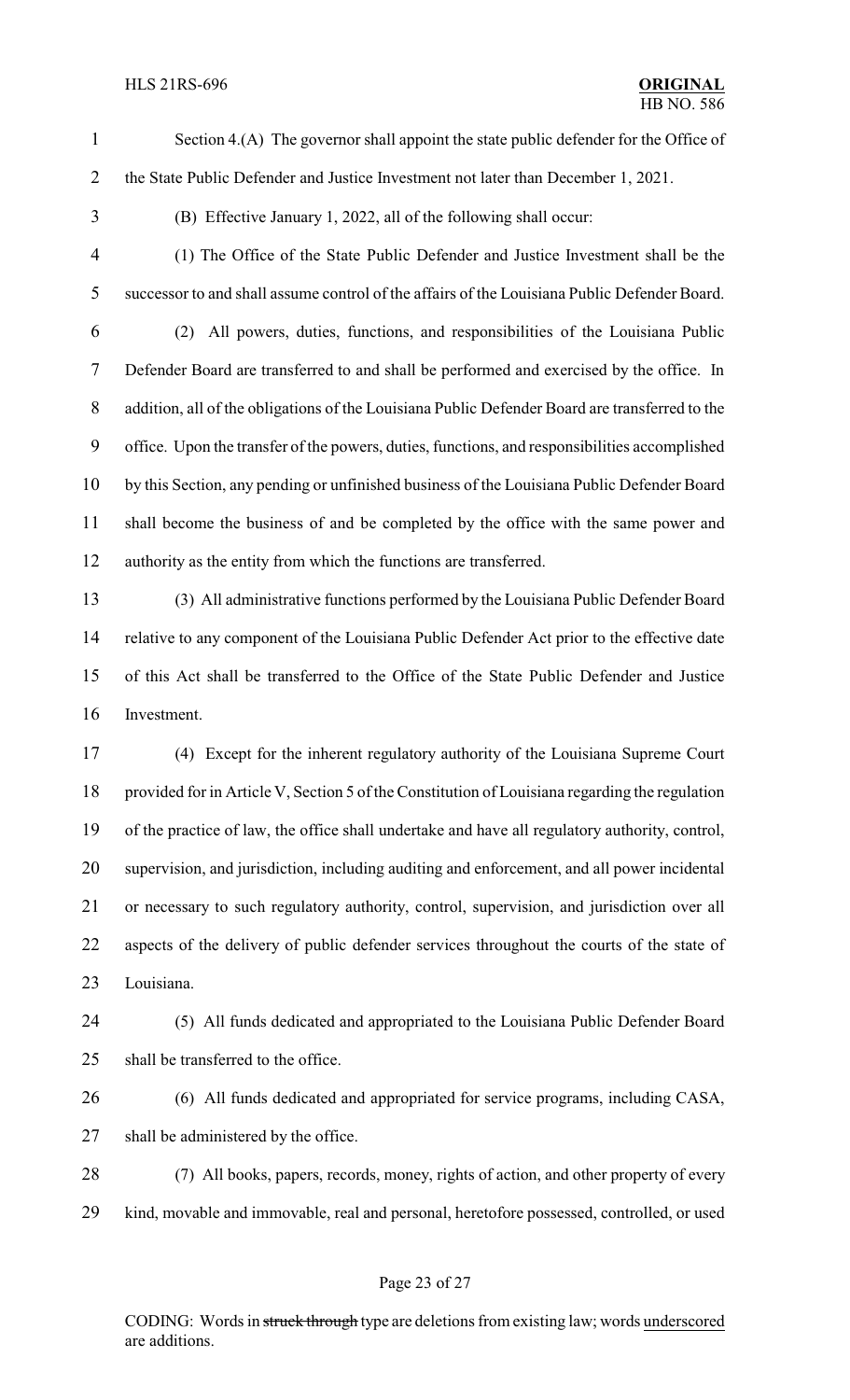Section 4.(A) The governor shall appoint the state public defender for the Office of the State Public Defender and Justice Investment not later than December 1, 2021.

(B) Effective January 1, 2022, all of the following shall occur:

(1) The Office of the State Public Defender and Justice Investment shall be the successor to and shall assume control of the affairs of the Louisiana Public Defender Board.

(2) All powers, duties, functions, and responsibilities of the Louisiana Public Defender Board are transferred to and shall be performed and exercised by the office. In addition, all of the obligations of the Louisiana Public Defender Board are transferred to the office. Upon the transfer of the powers, duties, functions, and responsibilities accomplished by this Section, any pending or unfinished business of the Louisiana Public Defender Board shall become the business of and be completed by the office with the same power and authority as the entity from which the functions are transferred.

(3) All administrative functions performed by the Louisiana Public Defender Board relative to any component of the Louisiana Public Defender Act prior to the effective date of this Act shall be transferred to the Office of the State Public Defender and Justice Investment.

(4) Except for the inherent regulatory authority of the Louisiana Supreme Court provided for in Article V, Section 5 of the Constitution of Louisiana regarding the regulation of the practice of law, the office shall undertake and have all regulatory authority, control, supervision, and jurisdiction, including auditing and enforcement, and all power incidental or necessary to such regulatory authority, control, supervision, and jurisdiction over all aspects of the delivery of public defender services throughout the courts of the state of Louisiana.

(5) All funds dedicated and appropriated to the Louisiana Public Defender Board shall be transferred to the office.

(6) All funds dedicated and appropriated for service programs, including CASA, shall be administered by the office.

(7) All books, papers, records, money, rights of action, and other property of every kind, movable and immovable, real and personal, heretofore possessed, controlled, or used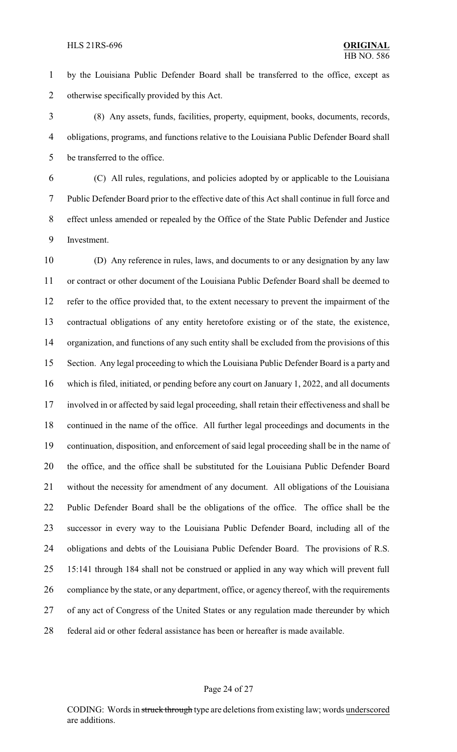by the Louisiana Public Defender Board shall be transferred to the office, except as otherwise specifically provided by this Act.

(8) Any assets, funds, facilities, property, equipment, books, documents, records, obligations, programs, and functions relative to the Louisiana Public Defender Board shall be transferred to the office.

(C) All rules, regulations, and policies adopted by or applicable to the Louisiana Public Defender Board prior to the effective date of this Act shall continue in full force and effect unless amended or repealed by the Office of the State Public Defender and Justice Investment.

(D) Any reference in rules, laws, and documents to or any designation by any law or contract or other document of the Louisiana Public Defender Board shall be deemed to refer to the office provided that, to the extent necessary to prevent the impairment of the contractual obligations of any entity heretofore existing or of the state, the existence, organization, and functions of any such entity shall be excluded from the provisions of this Section. Any legal proceeding to which the Louisiana Public Defender Board is a party and which is filed, initiated, or pending before any court on January 1, 2022, and all documents involved in or affected by said legal proceeding, shall retain their effectiveness and shall be continued in the name of the office. All further legal proceedings and documents in the continuation, disposition, and enforcement of said legal proceeding shall be in the name of the office, and the office shall be substituted for the Louisiana Public Defender Board without the necessity for amendment of any document. All obligations of the Louisiana Public Defender Board shall be the obligations of the office. The office shall be the successor in every way to the Louisiana Public Defender Board, including all of the obligations and debts of the Louisiana Public Defender Board. The provisions of R.S. 15:141 through 184 shall not be construed or applied in any way which will prevent full compliance by the state, or any department, office, or agency thereof, with the requirements of any act of Congress of the United States or any regulation made thereunder by which federal aid or other federal assistance has been or hereafter is made available.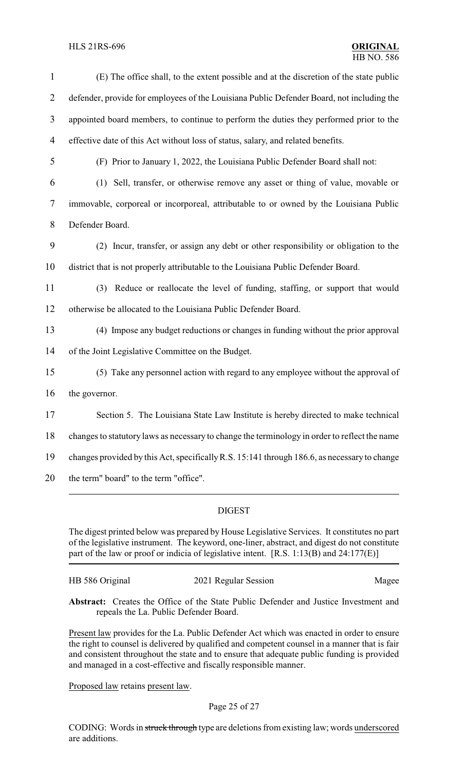(E) The office shall, to the extent possible and at the discretion of the state public defender, provide for employees of the Louisiana Public Defender Board, not including the appointed board members, to continue to perform the duties they performed prior to the effective date of this Act without loss of status, salary, and related benefits.

(F) Prior to January 1, 2022, the Louisiana Public Defender Board shall not:

(1) Sell, transfer, or otherwise remove any asset or thing of value, movable or immovable, corporeal or incorporeal, attributable to or owned by the Louisiana Public Defender Board.

(2) Incur, transfer, or assign any debt or other responsibility or obligation to the district that is not properly attributable to the Louisiana Public Defender Board.

(3) Reduce or reallocate the level of funding, staffing, or support that would otherwise be allocated to the Louisiana Public Defender Board.

(4) Impose any budget reductions or changes in funding without the prior approval of the Joint Legislative Committee on the Budget.

(5) Take any personnel action with regard to any employee without the approval of the governor.

Section 5. The Louisiana State Law Institute is hereby directed to make technical changes to statutory laws as necessary to change the terminology in order to reflect the name changes provided by this Act, specifically R.S. 15:141 through 186.6, as necessary to change the term" board" to the term "office".

---

## DIGEST

The digest printed below was prepared by House Legislative Services. It constitutes no part of the legislative instrument. The keyword, one-liner, abstract, and digest do not constitute part of the law or proof or indicia of legislative intent. [R.S. 1:13(B) and 24:177(E)]

HB 586 Original　　　　2021 Regular Session　　　　Magee

**Abstract:** Creates the Office of the State Public Defender and Justice Investment and repeals the La. Public Defender Board.

Present law provides for the La. Public Defender Act which was enacted in order to ensure the right to counsel is delivered by qualified and competent counsel in a manner that is fair and consistent throughout the state and to ensure that adequate public funding is provided and managed in a cost-effective and fiscally responsible manner.

Proposed law retains present law.

CODING: Words in ~~struck through~~ type are deletions from existing law; words underscored are additions.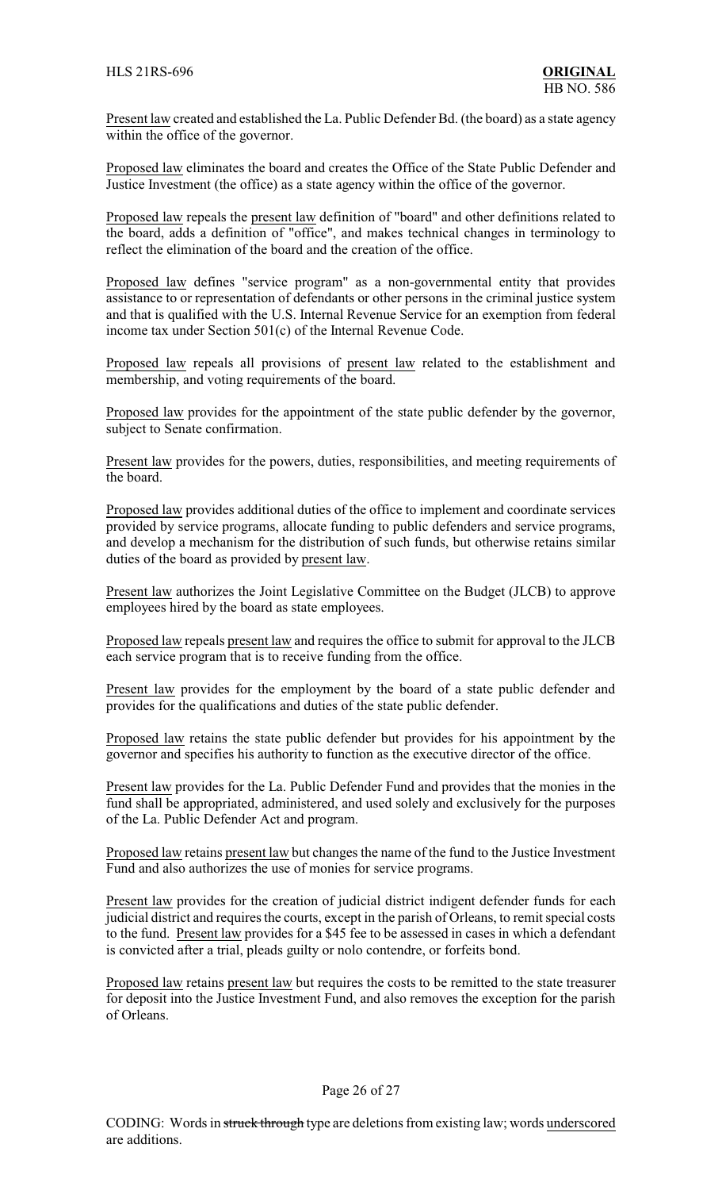Present law created and established the La. Public Defender Bd. (the board) as a state agency within the office of the governor.

Proposed law eliminates the board and creates the Office of the State Public Defender and Justice Investment (the office) as a state agency within the office of the governor.

Proposed law repeals the present law definition of "board" and other definitions related to the board, adds a definition of "office", and makes technical changes in terminology to reflect the elimination of the board and the creation of the office.

Proposed law defines "service program" as a non-governmental entity that provides assistance to or representation of defendants or other persons in the criminal justice system and that is qualified with the U.S. Internal Revenue Service for an exemption from federal income tax under Section 501(c) of the Internal Revenue Code.

Proposed law repeals all provisions of present law related to the establishment and membership, and voting requirements of the board.

Proposed law provides for the appointment of the state public defender by the governor, subject to Senate confirmation.

Present law provides for the powers, duties, responsibilities, and meeting requirements of the board.

Proposed law provides additional duties of the office to implement and coordinate services provided by service programs, allocate funding to public defenders and service programs, and develop a mechanism for the distribution of such funds, but otherwise retains similar duties of the board as provided by present law.

Present law authorizes the Joint Legislative Committee on the Budget (JLCB) to approve employees hired by the board as state employees.

Proposed law repeals present law and requires the office to submit for approval to the JLCB each service program that is to receive funding from the office.

Present law provides for the employment by the board of a state public defender and provides for the qualifications and duties of the state public defender.

Proposed law retains the state public defender but provides for his appointment by the governor and specifies his authority to function as the executive director of the office.

Present law provides for the La. Public Defender Fund and provides that the monies in the fund shall be appropriated, administered, and used solely and exclusively for the purposes of the La. Public Defender Act and program.

Proposed law retains present law but changes the name of the fund to the Justice Investment Fund and also authorizes the use of monies for service programs.

Present law provides for the creation of judicial district indigent defender funds for each judicial district and requires the courts, except in the parish of Orleans, to remit special costs to the fund. Present law provides for a $45 fee to be assessed in cases in which a defendant is convicted after a trial, pleads guilty or nolo contendre, or forfeits bond.

Proposed law retains present law but requires the costs to be remitted to the state treasurer for deposit into the Justice Investment Fund, and also removes the exception for the parish of Orleans.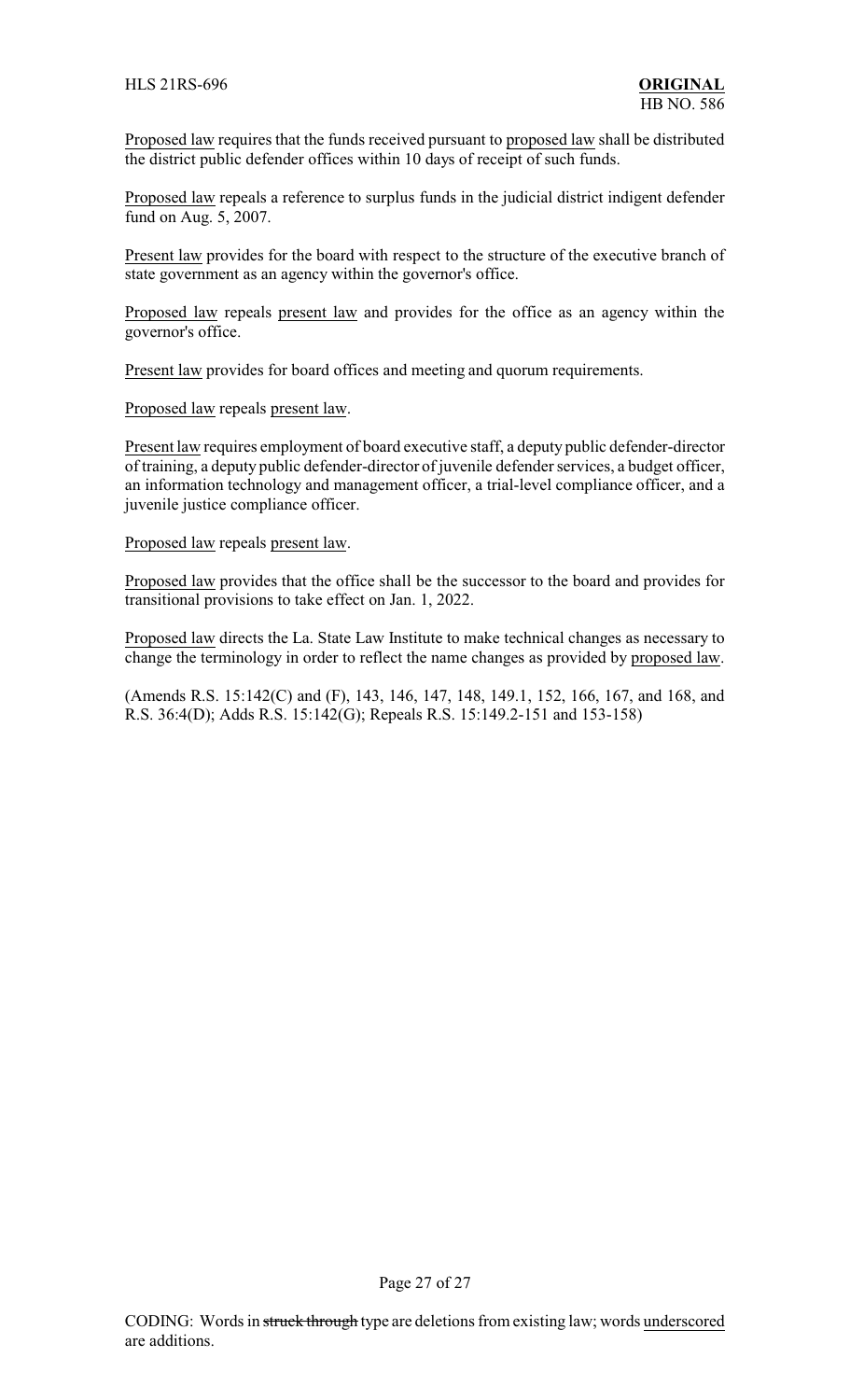Proposed law requires that the funds received pursuant to proposed law shall be distributed the district public defender offices within 10 days of receipt of such funds.

Proposed law repeals a reference to surplus funds in the judicial district indigent defender fund on Aug. 5, 2007.

Present law provides for the board with respect to the structure of the executive branch of state government as an agency within the governor's office.

Proposed law repeals present law and provides for the office as an agency within the governor's office.

Present law provides for board offices and meeting and quorum requirements.

Proposed law repeals present law.

Present law requires employment of board executive staff, a deputy public defender-director of training, a deputy public defender-director of juvenile defender services, a budget officer, an information technology and management officer, a trial-level compliance officer, and a juvenile justice compliance officer.

Proposed law repeals present law.

Proposed law provides that the office shall be the successor to the board and provides for transitional provisions to take effect on Jan. 1, 2022.

Proposed law directs the La. State Law Institute to make technical changes as necessary to change the terminology in order to reflect the name changes as provided by proposed law.

(Amends R.S. 15:142(C) and (F), 143, 146, 147, 148, 149.1, 152, 166, 167, and 168, and R.S. 36:4(D); Adds R.S. 15:142(G); Repeals R.S. 15:149.2-151 and 153-158)